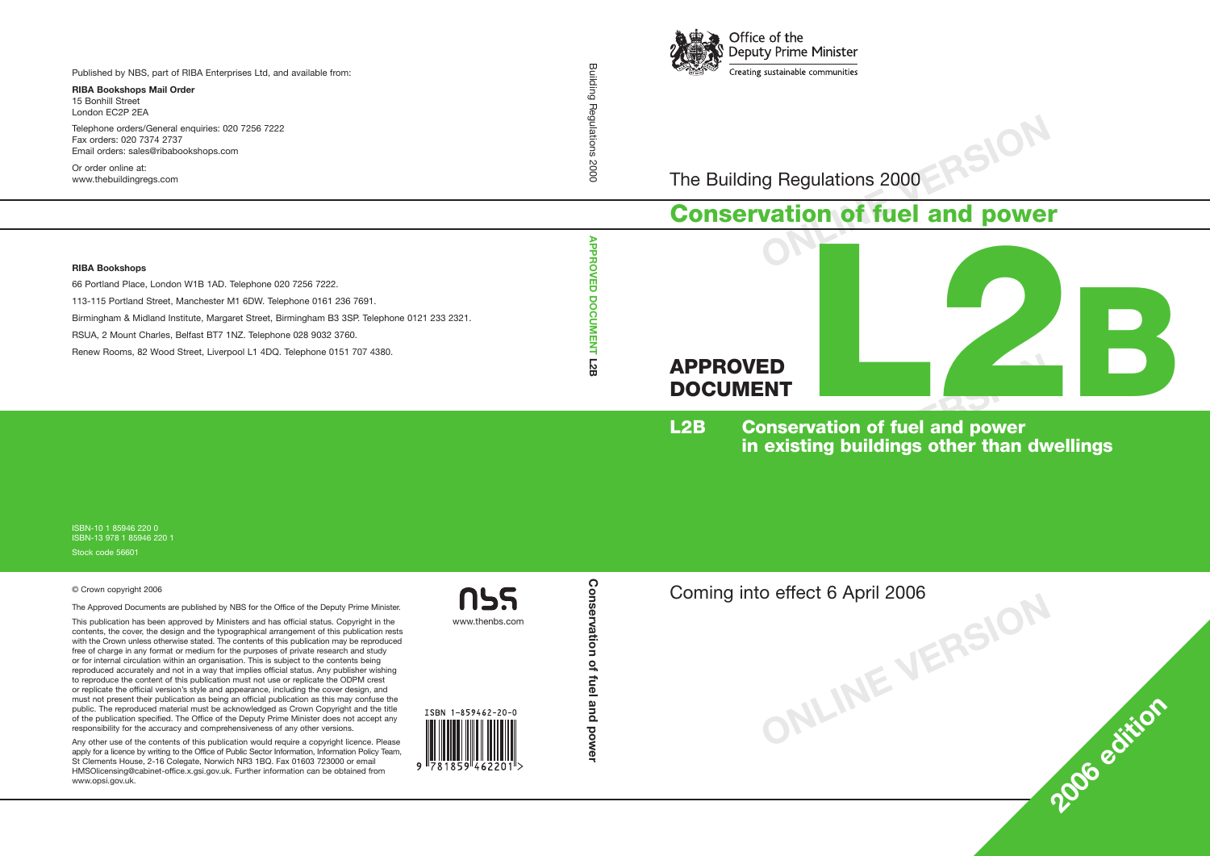Office of the Deputy Prime Minister

Creating sustainable communities

The Building Regulations 2000

# Conservation of fuel and power

# APPROVED DOCUMENT L2B

## L2B Conservation of fuel and power in existing buildings other than dwellings

Coming into effect 6 April 2006

2006 edition

---

Building Regulations 2000

APPROVED DOCUMENT L2B

Conservation of fuel and power

---

Published by NBS, part of RIBA Enterprises Ltd, and available from:

**RIBA Bookshops Mail Order**
15 Bonhill Street
London EC2P 2EA

Telephone orders/General enquiries: 020 7256 7222
Fax orders: 020 7374 2737
Email orders: sales@ribabookshops.com

Or order online at:
www.thebuildingregs.com

**RIBA Bookshops**

66 Portland Place, London W1B 1AD. Telephone 020 7256 7222.

113-115 Portland Street, Manchester M1 6DW. Telephone 0161 236 7691.

Birmingham & Midland Institute, Margaret Street, Birmingham B3 3SP. Telephone 0121 233 2321.

RSUA, 2 Mount Charles, Belfast BT7 1NZ. Telephone 028 9032 3760.

Renew Rooms, 82 Wood Street, Liverpool L1 4DQ. Telephone 0151 707 4380.

ISBN-10 1 85946 220 0
ISBN-13 978 1 85946 220 1
Stock code 56601

© Crown copyright 2006

The Approved Documents are published by NBS for the Office of the Deputy Prime Minister.

This publication has been approved by Ministers and has official status. Copyright in the contents, the cover, the design and the typographical arrangement of this publication rests with the Crown unless otherwise stated. The contents of this publication may be reproduced free of charge in any format or medium for the purposes of private research and study or for internal circulation within an organisation. This is subject to the contents being reproduced accurately and not in a way that implies official status. Any publisher wishing to reproduce the content of this publication must not use or replicate the ODPM crest or replicate the official version's style and appearance, including the cover design, and must not present their publication as being an official publication as this may confuse the public. The reproduced material must be acknowledged as Crown Copyright and the title of the publication specified. The Office of the Deputy Prime Minister does not accept any responsibility for the accuracy and comprehensiveness of any other versions.

Any other use of the contents of this publication would require a copyright licence. Please apply for a licence by writing to the Office of Public Sector Information, Information Policy Team, St Clements House, 2-16 Colegate, Norwich NR3 1BQ. Fax 01603 723000 or email HMSOlicensing@cabinet-office.x.gsi.gov.uk. Further information can be obtained from www.opsi.gov.uk.

nbs
www.thenbs.com

ISBN 1-859462-20-0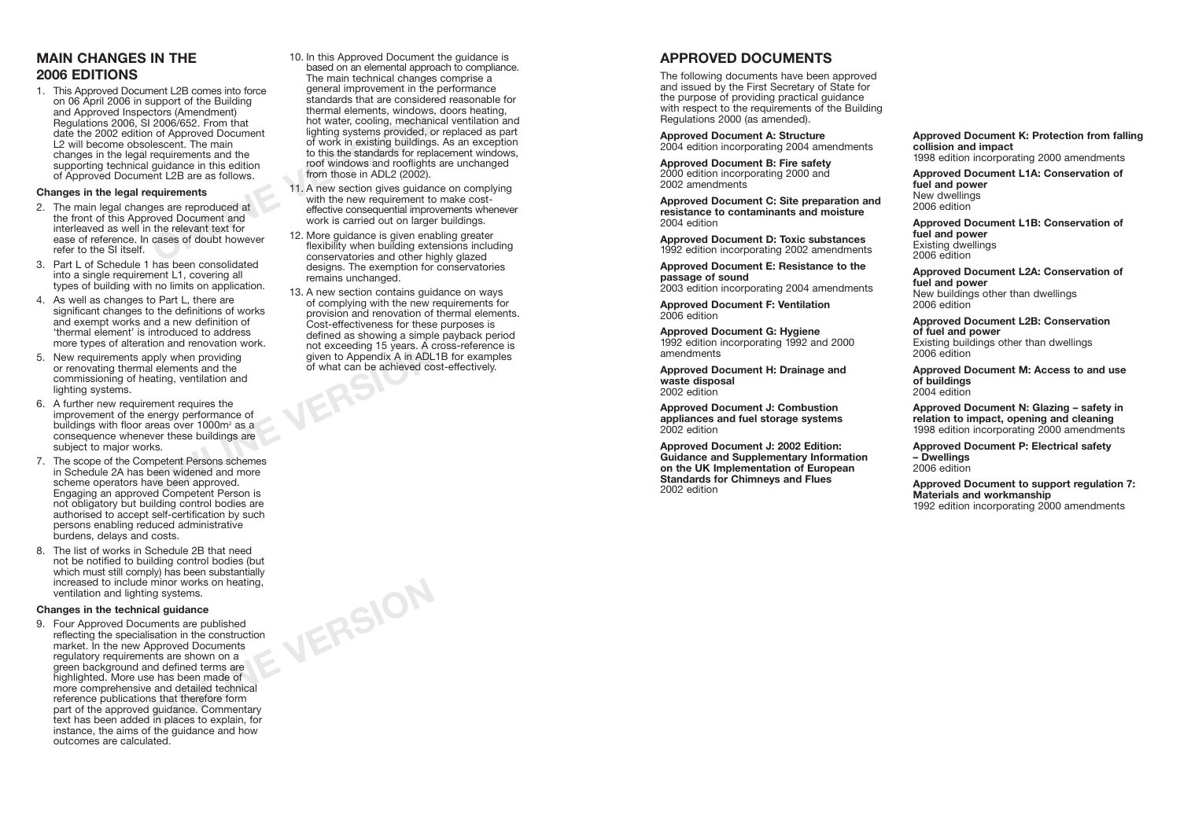## MAIN CHANGES IN THE 2006 EDITIONS

1. This Approved Document L2B comes into force on 06 April 2006 in support of the Building and Approved Inspectors (Amendment) Regulations 2006, SI 2006/652. From that date the 2002 edition of Approved Document L2 will become obsolescent. The main changes in the legal requirements and the supporting technical guidance in this edition of Approved Document L2B are as follows.

### Changes in the legal requirements

2. The main legal changes are reproduced at the front of this Approved Document and interleaved as well in the relevant text for ease of reference. In cases of doubt however refer to the SI itself.
3. Part L of Schedule 1 has been consolidated into a single requirement L1, covering all types of building with no limits on application.
4. As well as changes to Part L, there are significant changes to the definitions of works and exempt works and a new definition of 'thermal element' is introduced to address more types of alteration and renovation work.
5. New requirements apply when providing or renovating thermal elements and the commissioning of heating, ventilation and lighting systems.
6. A further new requirement requires the improvement of the energy performance of buildings with floor areas over 1000m² as a consequence whenever these buildings are subject to major works.
7. The scope of the Competent Persons schemes in Schedule 2A has been widened and more scheme operators have been approved. Engaging an approved Competent Person is not obligatory but building control bodies are authorised to accept self-certification by such persons enabling reduced administrative burdens, delays and costs.
8. The list of works in Schedule 2B that need not be notified to building control bodies (but which must still comply) has been substantially increased to include minor works on heating, ventilation and lighting systems.

### Changes in the technical guidance

9. Four Approved Documents are published reflecting the specialisation in the construction market. In the new Approved Documents regulatory requirements are shown on a green background and defined terms are highlighted. More use has been made of more comprehensive and detailed technical reference publications that therefore form part of the approved guidance. Commentary text has been added in places to explain, for instance, the aims of the guidance and how outcomes are calculated.
10. In this Approved Document the guidance is based on an elemental approach to compliance. The main technical changes comprise a general improvement in the performance standards that are considered reasonable for thermal elements, windows, doors heating, hot water, cooling, mechanical ventilation and lighting systems provided, or replaced as part of work in existing buildings. As an exception to this the standards for replacement windows, roof windows and rooflights are unchanged from those in ADL2 (2002).
11. A new section gives guidance on complying with the new requirement to make cost-effective consequential improvements whenever work is carried out on larger buildings.
12. More guidance is given enabling greater flexibility when building extensions including conservatories and other highly glazed designs. The exemption for conservatories remains unchanged.
13. A new section contains guidance on ways of complying with the new requirements for provision and renovation of thermal elements. Cost-effectiveness for these purposes is defined as showing a simple payback period not exceeding 15 years. A cross-reference is given to Appendix A in ADL1B for examples of what can be achieved cost-effectively.

## APPROVED DOCUMENTS

The following documents have been approved and issued by the First Secretary of State for the purpose of providing practical guidance with respect to the requirements of the Building Regulations 2000 (as amended).

**Approved Document A: Structure**
2004 edition incorporating 2004 amendments

**Approved Document B: Fire safety**
2000 edition incorporating 2000 and 2002 amendments

**Approved Document C: Site preparation and resistance to contaminants and moisture**
2004 edition

**Approved Document D: Toxic substances**
1992 edition incorporating 2002 amendments

**Approved Document E: Resistance to the passage of sound**
2003 edition incorporating 2004 amendments

**Approved Document F: Ventilation**
2006 edition

**Approved Document G: Hygiene**
1992 edition incorporating 1992 and 2000 amendments

**Approved Document H: Drainage and waste disposal**
2002 edition

**Approved Document J: Combustion appliances and fuel storage systems**
2002 edition

**Approved Document J: 2002 Edition: Guidance and Supplementary Information on the UK Implementation of European Standards for Chimneys and Flues**
2002 edition

**Approved Document K: Protection from falling collision and impact**
1998 edition incorporating 2000 amendments

**Approved Document L1A: Conservation of fuel and power**
New dwellings
2006 edition

**Approved Document L1B: Conservation of fuel and power**
Existing dwellings
2006 edition

**Approved Document L2A: Conservation of fuel and power**
New buildings other than dwellings
2006 edition

**Approved Document L2B: Conservation of fuel and power**
Existing buildings other than dwellings
2006 edition

**Approved Document M: Access to and use of buildings**
2004 edition

**Approved Document N: Glazing – safety in relation to impact, opening and cleaning**
1998 edition incorporating 2000 amendments

**Approved Document P: Electrical safety – Dwellings**
2006 edition

**Approved Document to support regulation 7: Materials and workmanship**
1992 edition incorporating 2000 amendments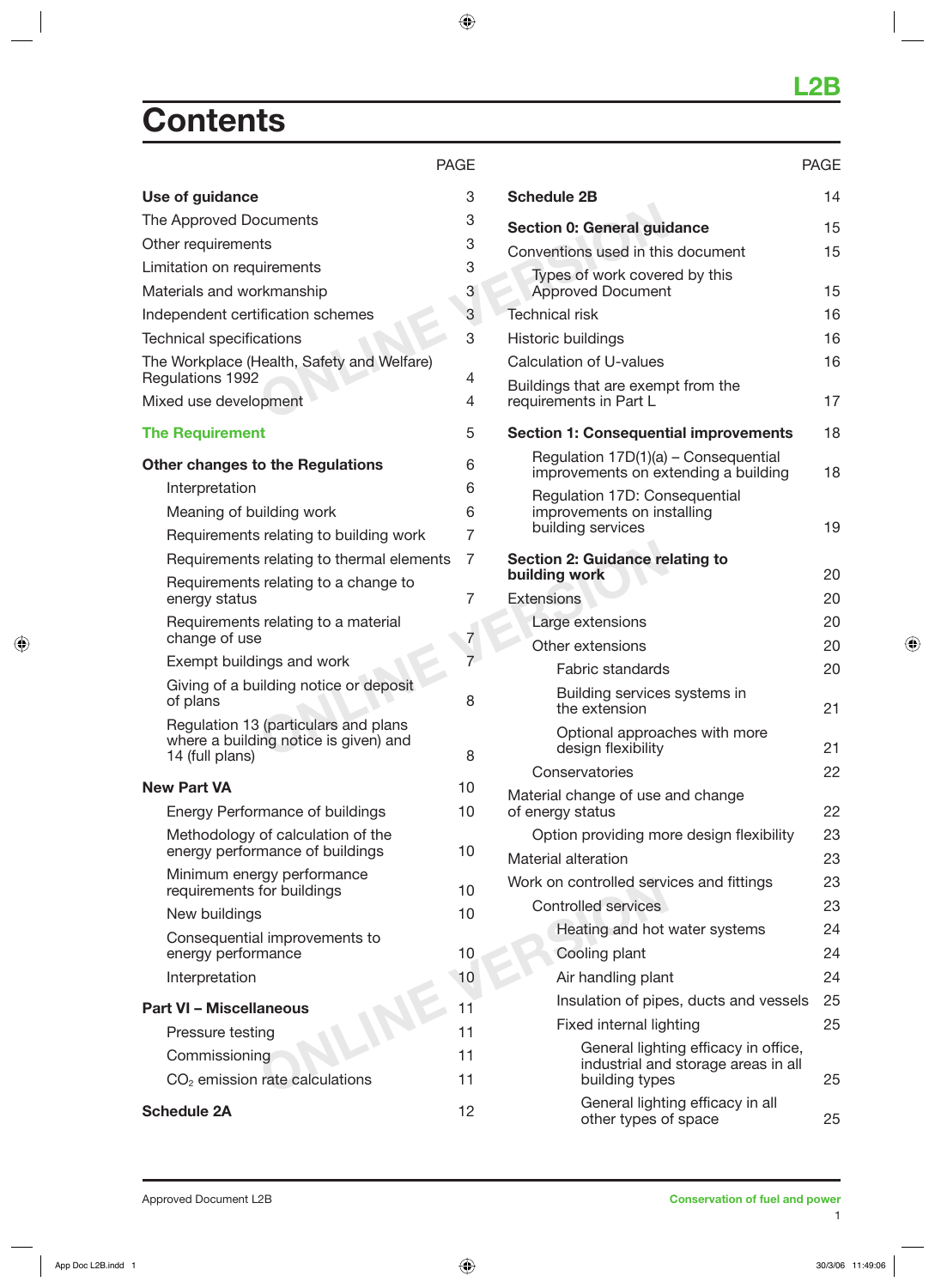L2B

# Contents

| | PAGE |
|---|---|
| **Use of guidance** | 3 |
| The Approved Documents | 3 |
| Other requirements | 3 |
| Limitation on requirements | 3 |
| Materials and workmanship | 3 |
| Independent certification schemes | 3 |
| Technical specifications | 3 |
| The Workplace (Health, Safety and Welfare) Regulations 1992 | 4 |
| Mixed use development | 4 |
| **The Requirement** | 5 |
| **Other changes to the Regulations** | 6 |
| Interpretation | 6 |
| Meaning of building work | 6 |
| Requirements relating to building work | 7 |
| Requirements relating to thermal elements | 7 |
| Requirements relating to a change to energy status | 7 |
| Requirements relating to a material change of use | 7 |
| Exempt buildings and work | 7 |
| Giving of a building notice or deposit of plans | 8 |
| Regulation 13 (particulars and plans where a building notice is given) and 14 (full plans) | 8 |
| **New Part VA** | 10 |
| Energy Performance of buildings | 10 |
| Methodology of calculation of the energy performance of buildings | 10 |
| Minimum energy performance requirements for buildings | 10 |
| New buildings | 10 |
| Consequential improvements to energy performance | 10 |
| Interpretation | 10 |
| **Part VI – Miscellaneous** | 11 |
| Pressure testing | 11 |
| Commissioning | 11 |
| $CO_2$ emission rate calculations | 11 |
| **Schedule 2A** | 12 |
| **Schedule 2B** | 14 |
| **Section 0: General guidance** | 15 |
| Conventions used in this document | 15 |
| Types of work covered by this Approved Document | 15 |
| Technical risk | 16 |
| Historic buildings | 16 |
| Calculation of U-values | 16 |
| Buildings that are exempt from the requirements in Part L | 17 |
| **Section 1: Consequential improvements** | 18 |
| Regulation 17D(1)(a) – Consequential improvements on extending a building | 18 |
| Regulation 17D: Consequential improvements on installing building services | 19 |
| **Section 2: Guidance relating to building work** | 20 |
| Extensions | 20 |
| Large extensions | 20 |
| Other extensions | 20 |
| Fabric standards | 20 |
| Building services systems in the extension | 21 |
| Optional approaches with more design flexibility | 21 |
| Conservatories | 22 |
| Material change of use and change of energy status | 22 |
| Option providing more design flexibility | 23 |
| Material alteration | 23 |
| Work on controlled services and fittings | 23 |
| Controlled services | 23 |
| Heating and hot water systems | 24 |
| Cooling plant | 24 |
| Air handling plant | 24 |
| Insulation of pipes, ducts and vessels | 25 |
| Fixed internal lighting | 25 |
| General lighting efficacy in office, industrial and storage areas in all building types | 25 |
| General lighting efficacy in all other types of space | 25 |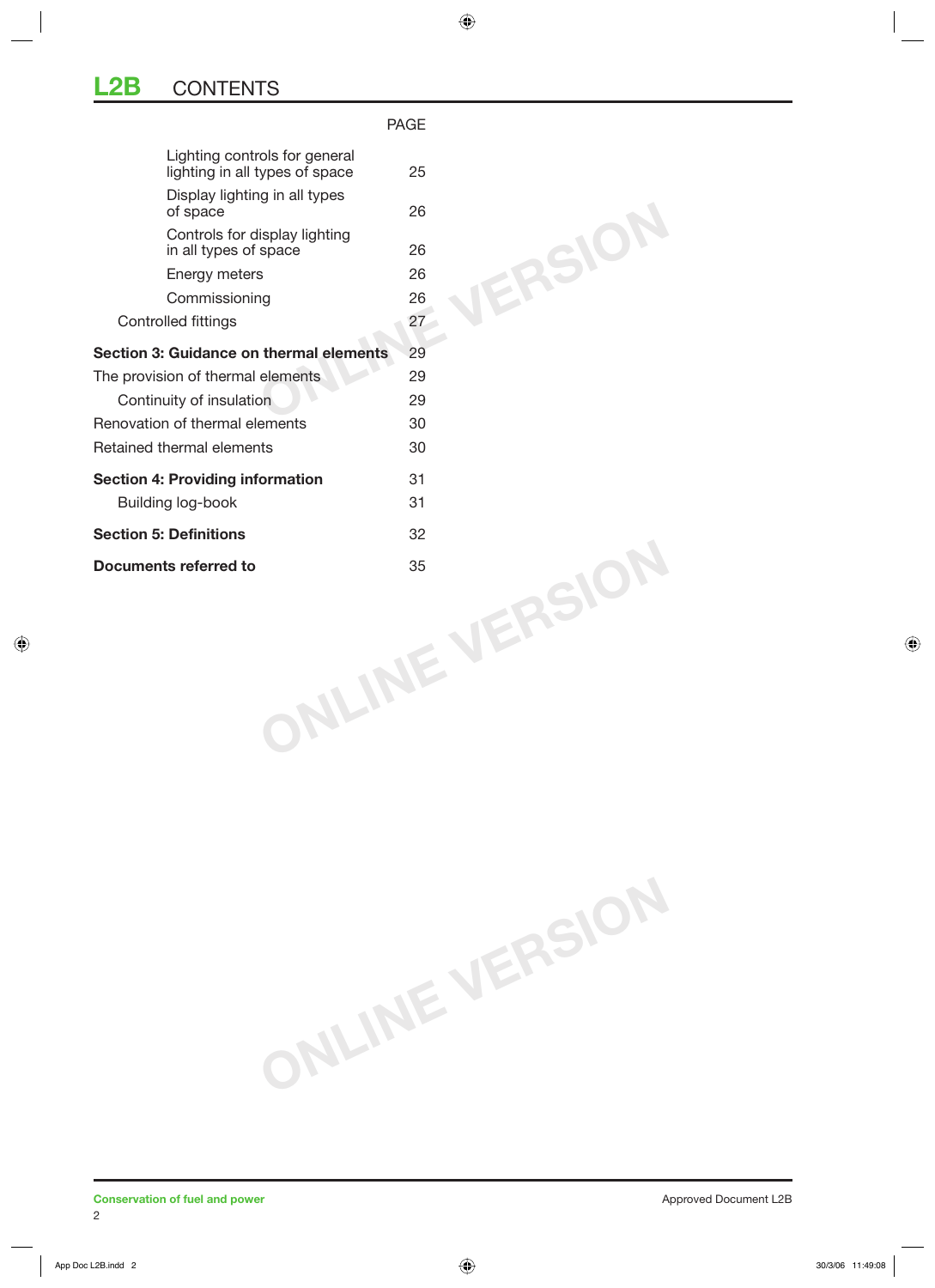# L2B CONTENTS

| | PAGE |
|---|---|
| Lighting controls for general lighting in all types of space | 25 |
| Display lighting in all types of space | 26 |
| Controls for display lighting in all types of space | 26 |
| Energy meters | 26 |
| Commissioning | 26 |
| Controlled fittings | 27 |
| **Section 3: Guidance on thermal elements** | 29 |
| The provision of thermal elements | 29 |
| Continuity of insulation | 29 |
| Renovation of thermal elements | 30 |
| Retained thermal elements | 30 |
| **Section 4: Providing information** | 31 |
| Building log-book | 31 |
| **Section 5: Definitions** | 32 |
| **Documents referred to** | 35 |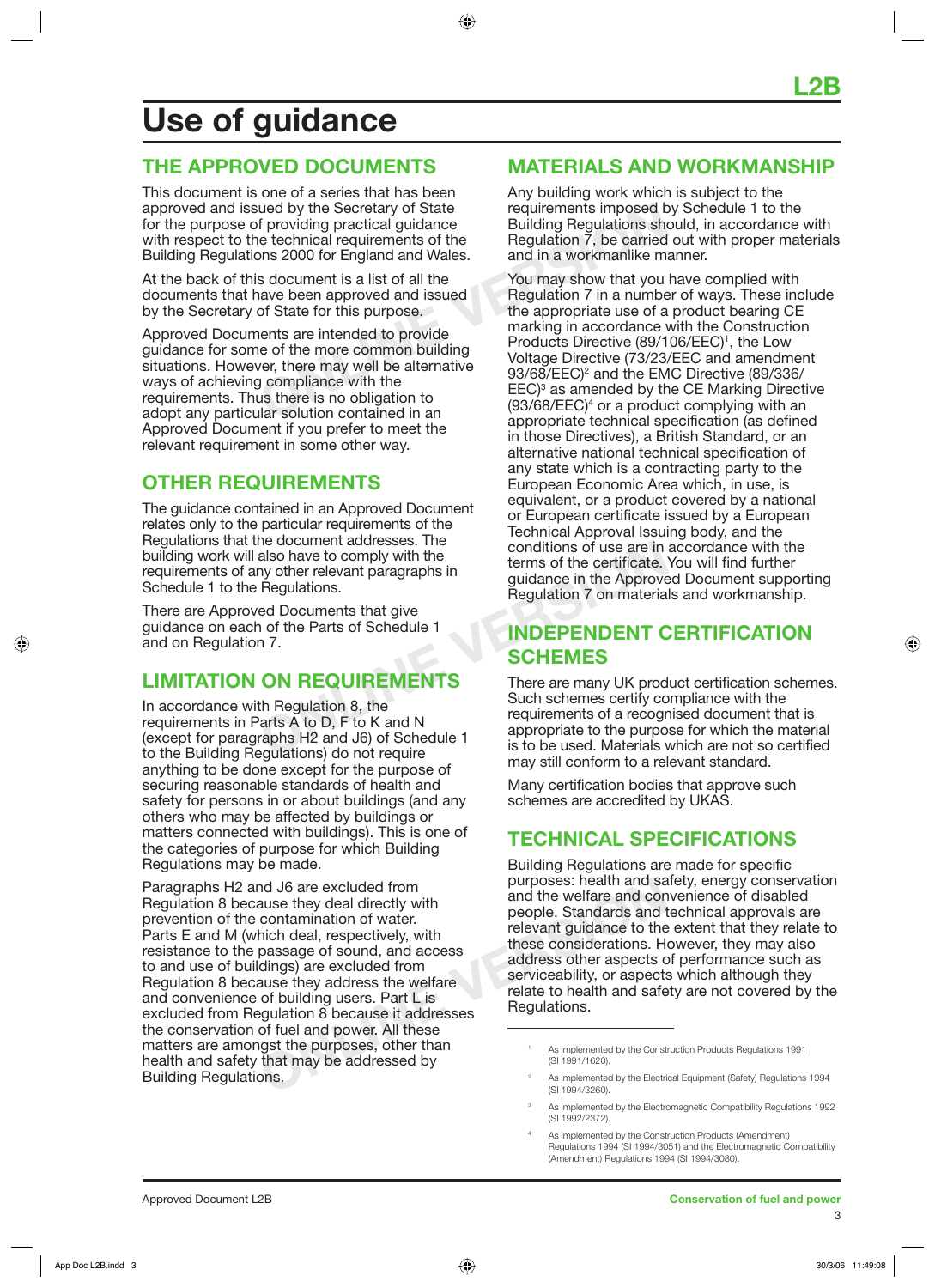# Use of guidance

## THE APPROVED DOCUMENTS

This document is one of a series that has been approved and issued by the Secretary of State for the purpose of providing practical guidance with respect to the technical requirements of the Building Regulations 2000 for England and Wales.

At the back of this document is a list of all the documents that have been approved and issued by the Secretary of State for this purpose.

Approved Documents are intended to provide guidance for some of the more common building situations. However, there may well be alternative ways of achieving compliance with the requirements. Thus there is no obligation to adopt any particular solution contained in an Approved Document if you prefer to meet the relevant requirement in some other way.

## OTHER REQUIREMENTS

The guidance contained in an Approved Document relates only to the particular requirements of the Regulations that the document addresses. The building work will also have to comply with the requirements of any other relevant paragraphs in Schedule 1 to the Regulations.

There are Approved Documents that give guidance on each of the Parts of Schedule 1 and on Regulation 7.

## LIMITATION ON REQUIREMENTS

In accordance with Regulation 8, the requirements in Parts A to D, F to K and N (except for paragraphs H2 and J6) of Schedule 1 to the Building Regulations) do not require anything to be done except for the purpose of securing reasonable standards of health and safety for persons in or about buildings (and any others who may be affected by buildings or matters connected with buildings). This is one of the categories of purpose for which Building Regulations may be made.

Paragraphs H2 and J6 are excluded from Regulation 8 because they deal directly with prevention of the contamination of water. Parts E and M (which deal, respectively, with resistance to the passage of sound, and access to and use of buildings) are excluded from Regulation 8 because they address the welfare and convenience of building users. Part L is excluded from Regulation 8 because it addresses the conservation of fuel and power. All these matters are amongst the purposes, other than health and safety that may be addressed by Building Regulations.

## MATERIALS AND WORKMANSHIP

Any building work which is subject to the requirements imposed by Schedule 1 to the Building Regulations should, in accordance with Regulation 7, be carried out with proper materials and in a workmanlike manner.

You may show that you have complied with Regulation 7 in a number of ways. These include the appropriate use of a product bearing CE marking in accordance with the Construction Products Directive (89/106/EEC)[1], the Low Voltage Directive (73/23/EEC and amendment 93/68/EEC)[2] and the EMC Directive (89/336/EEC)[3] as amended by the CE Marking Directive (93/68/EEC)[4] or a product complying with an appropriate technical specification (as defined in those Directives), a British Standard, or an alternative national technical specification of any state which is a contracting party to the European Economic Area which, in use, is equivalent, or a product covered by a national or European certificate issued by a European Technical Approval Issuing body, and the conditions of use are in accordance with the terms of the certificate. You will find further guidance in the Approved Document supporting Regulation 7 on materials and workmanship.

## INDEPENDENT CERTIFICATION SCHEMES

There are many UK product certification schemes. Such schemes certify compliance with the requirements of a recognised document that is appropriate to the purpose for which the material is to be used. Materials which are not so certified may still conform to a relevant standard.

Many certification bodies that approve such schemes are accredited by UKAS.

## TECHNICAL SPECIFICATIONS

Building Regulations are made for specific purposes: health and safety, energy conservation and the welfare and convenience of disabled people. Standards and technical approvals are relevant guidance to the extent that they relate to these considerations. However, they may also address other aspects of performance such as serviceability, or aspects which although they relate to health and safety are not covered by the Regulations.

---

[1] As implemented by the Construction Products Regulations 1991 (SI 1991/1620).

[2] As implemented by the Electrical Equipment (Safety) Regulations 1994 (SI 1994/3260).

[3] As implemented by the Electromagnetic Compatibility Regulations 1992 (SI 1992/2372).

[4] As implemented by the Construction Products (Amendment) Regulations 1994 (SI 1994/3051) and the Electromagnetic Compatibility (Amendment) Regulations 1994 (SI 1994/3080).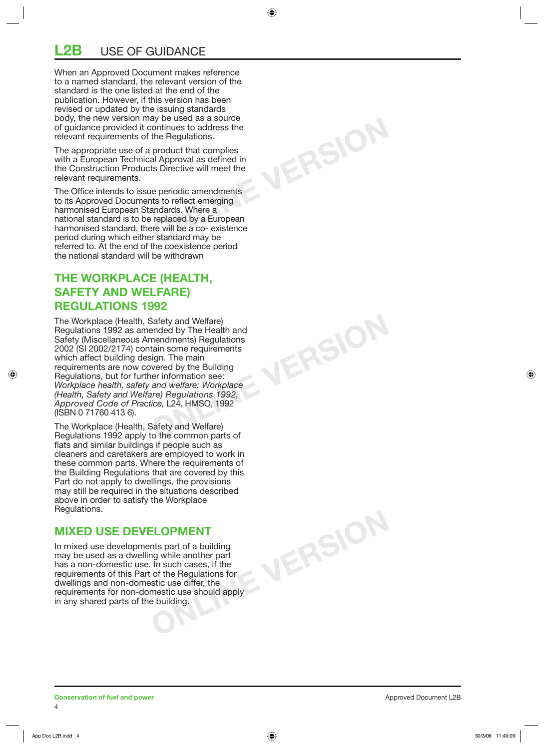# L2B USE OF GUIDANCE

When an Approved Document makes reference to a named standard, the relevant version of the standard is the one listed at the end of the publication. However, if this version has been revised or updated by the issuing standards body, the new version may be used as a source of guidance provided it continues to address the relevant requirements of the Regulations.

The appropriate use of a product that complies with a European Technical Approval as defined in the Construction Products Directive will meet the relevant requirements.

The Office intends to issue periodic amendments to its Approved Documents to reflect emerging harmonised European Standards. Where a national standard is to be replaced by a European harmonised standard, there will be a co- existence period during which either standard may be referred to. At the end of the coexistence period the national standard will be withdrawn

## THE WORKPLACE (HEALTH, SAFETY AND WELFARE) REGULATIONS 1992

The Workplace (Health, Safety and Welfare) Regulations 1992 as amended by The Health and Safety (Miscellaneous Amendments) Regulations 2002 (SI 2002/2174) contain some requirements which affect building design. The main requirements are now covered by the Building Regulations, but for further information see: *Workplace health, safety and welfare: Workplace (Health, Safety and Welfare) Regulations 1992, Approved Code of Practice,* L24, HMSO, 1992 (ISBN 0 71760 413 6).

The Workplace (Health, Safety and Welfare) Regulations 1992 apply to the common parts of flats and similar buildings if people such as cleaners and caretakers are employed to work in these common parts. Where the requirements of the Building Regulations that are covered by this Part do not apply to dwellings, the provisions may still be required in the situations described above in order to satisfy the Workplace Regulations.

## MIXED USE DEVELOPMENT

In mixed use developments part of a building may be used as a dwelling while another part has a non-domestic use. In such cases, if the requirements of this Part of the Regulations for dwellings and non-domestic use differ, the requirements for non-domestic use should apply in any shared parts of the building.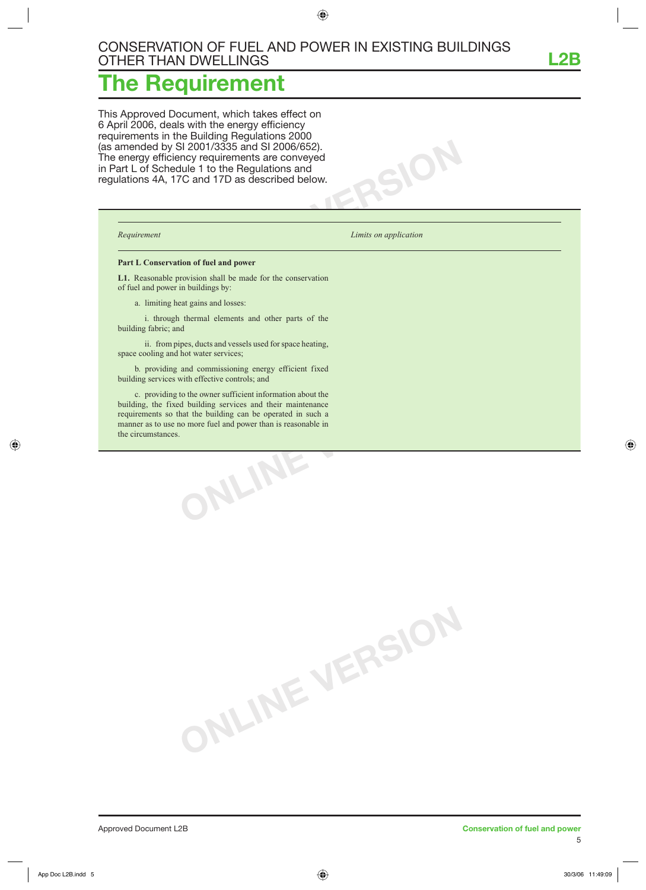# The Requirement

This Approved Document, which takes effect on 6 April 2006, deals with the energy efficiency requirements in the Building Regulations 2000 (as amended by SI 2001/3335 and SI 2006/652). The energy efficiency requirements are conveyed in Part L of Schedule 1 to the Regulations and regulations 4A, 17C and 17D as described below.

| *Requirement* | *Limits on application* |
|---|---|
| **Part L Conservation of fuel and power** | |
| **L1.** Reasonable provision shall be made for the conservation of fuel and power in buildings by: | |
| a. limiting heat gains and losses: | |
| i. through thermal elements and other parts of the building fabric; and | |
| ii. from pipes, ducts and vessels used for space heating, space cooling and hot water services; | |
| b. providing and commissioning energy efficient fixed building services with effective controls; and | |
| c. providing to the owner sufficient information about the building, the fixed building services and their maintenance requirements so that the building can be operated in such a manner as to use no more fuel and power than is reasonable in the circumstances. | |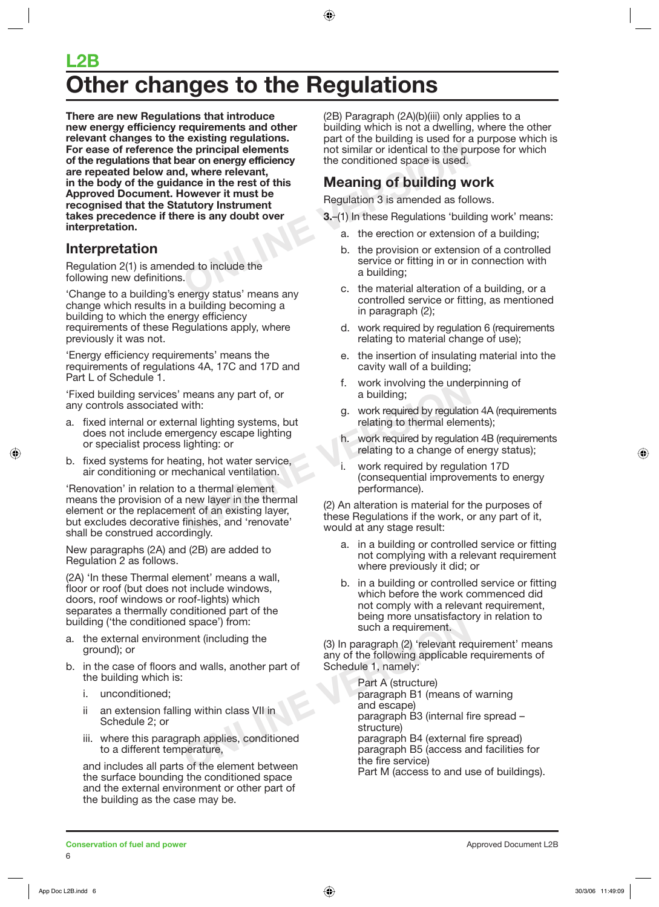# L2B
# Other changes to the Regulations

**There are new Regulations that introduce new energy efficiency requirements and other relevant changes to the existing regulations. For ease of reference the principal elements of the regulations that bear on energy efficiency are repeated below and, where relevant, in the body of the guidance in the rest of this Approved Document. However it must be recognised that the Statutory Instrument takes precedence if there is any doubt over interpretation.**

## Interpretation

Regulation 2(1) is amended to include the following new definitions.

'Change to a building's energy status' means any change which results in a building becoming a building to which the energy efficiency requirements of these Regulations apply, where previously it was not.

'Energy efficiency requirements' means the requirements of regulations 4A, 17C and 17D and Part L of Schedule 1.

'Fixed building services' means any part of, or any controls associated with:

a. fixed internal or external lighting systems, but does not include emergency escape lighting or specialist process lighting: or
b. fixed systems for heating, hot water service, air conditioning or mechanical ventilation.

'Renovation' in relation to a thermal element means the provision of a new layer in the thermal element or the replacement of an existing layer, but excludes decorative finishes, and 'renovate' shall be construed accordingly.

New paragraphs (2A) and (2B) are added to Regulation 2 as follows.

(2A) 'In these Thermal element' means a wall, floor or roof (but does not include windows, doors, roof windows or roof-lights) which separates a thermally conditioned part of the building ('the conditioned space') from:

a. the external environment (including the ground); or
b. in the case of floors and walls, another part of the building which is:
   i. unconditioned;
   ii an extension falling within class VII in Schedule 2; or
   iii. where this paragraph applies, conditioned to a different temperature,

   and includes all parts of the element between the surface bounding the conditioned space and the external environment or other part of the building as the case may be.

(2B) Paragraph (2A)(b)(iii) only applies to a building which is not a dwelling, where the other part of the building is used for a purpose which is not similar or identical to the purpose for which the conditioned space is used.

## Meaning of building work

Regulation 3 is amended as follows.

**3.**–(1) In these Regulations 'building work' means:

a. the erection or extension of a building;
b. the provision or extension of a controlled service or fitting in or in connection with a building;
c. the material alteration of a building, or a controlled service or fitting, as mentioned in paragraph (2);
d. work required by regulation 6 (requirements relating to material change of use);
e. the insertion of insulating material into the cavity wall of a building;
f. work involving the underpinning of a building;
g. work required by regulation 4A (requirements relating to thermal elements);
h. work required by regulation 4B (requirements relating to a change of energy status);
i. work required by regulation 17D (consequential improvements to energy performance).

(2) An alteration is material for the purposes of these Regulations if the work, or any part of it, would at any stage result:

a. in a building or controlled service or fitting not complying with a relevant requirement where previously it did; or
b. in a building or controlled service or fitting which before the work commenced did not comply with a relevant requirement, being more unsatisfactory in relation to such a requirement.

(3) In paragraph (2) 'relevant requirement' means any of the following applicable requirements of Schedule 1, namely:

Part A (structure)  
paragraph B1 (means of warning and escape)  
paragraph B3 (internal fire spread – structure)  
paragraph B4 (external fire spread)  
paragraph B5 (access and facilities for the fire service)  
Part M (access to and use of buildings).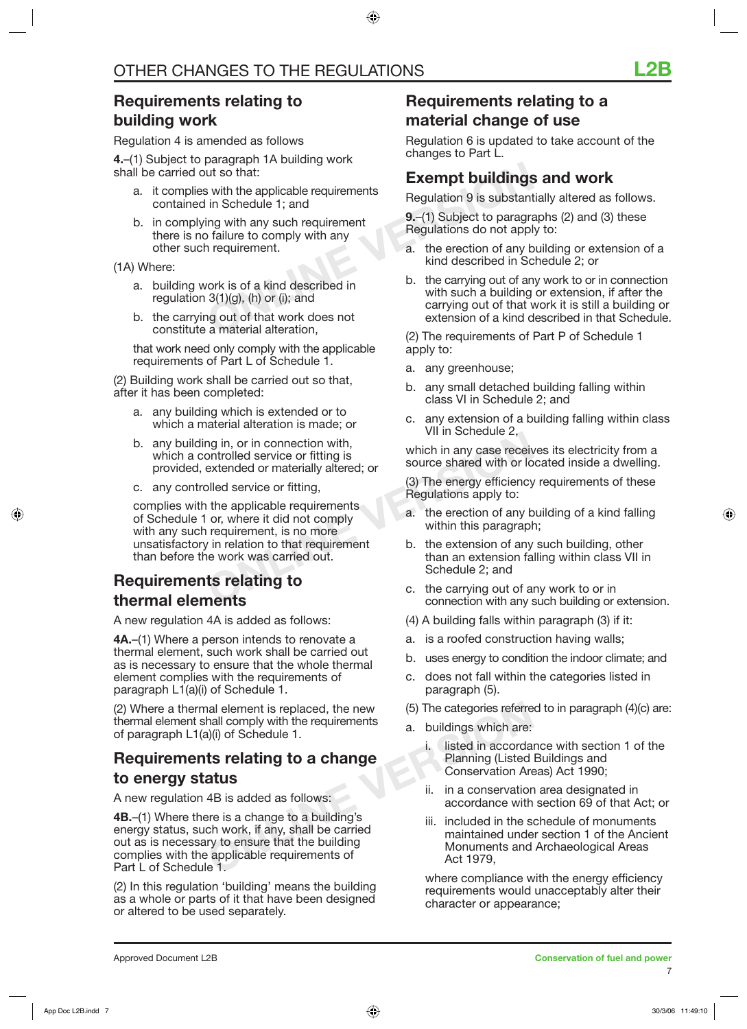# OTHER CHANGES TO THE REGULATIONS

## Requirements relating to building work

Regulation 4 is amended as follows

**4.**–(1) Subject to paragraph 1A building work shall be carried out so that:

a. it complies with the applicable requirements contained in Schedule 1; and

b. in complying with any such requirement there is no failure to comply with any other such requirement.

(1A) Where:

a. building work is of a kind described in regulation 3(1)(g), (h) or (i); and

b. the carrying out of that work does not constitute a material alteration,

that work need only comply with the applicable requirements of Part L of Schedule 1.

(2) Building work shall be carried out so that, after it has been completed:

a. any building which is extended or to which a material alteration is made; or

b. any building in, or in connection with, which a controlled service or fitting is provided, extended or materially altered; or

c. any controlled service or fitting,

complies with the applicable requirements of Schedule 1 or, where it did not comply with any such requirement, is no more unsatisfactory in relation to that requirement than before the work was carried out.

## Requirements relating to thermal elements

A new regulation 4A is added as follows:

**4A.**–(1) Where a person intends to renovate a thermal element, such work shall be carried out as is necessary to ensure that the whole thermal element complies with the requirements of paragraph L1(a)(i) of Schedule 1.

(2) Where a thermal element is replaced, the new thermal element shall comply with the requirements of paragraph L1(a)(i) of Schedule 1.

## Requirements relating to a change to energy status

A new regulation 4B is added as follows:

**4B.**–(1) Where there is a change to a building's energy status, such work, if any, shall be carried out as is necessary to ensure that the building complies with the applicable requirements of Part L of Schedule 1.

(2) In this regulation 'building' means the building as a whole or parts of it that have been designed or altered to be used separately.

## Requirements relating to a material change of use

Regulation 6 is updated to take account of the changes to Part L.

## Exempt buildings and work

Regulation 9 is substantially altered as follows.

**9.**–(1) Subject to paragraphs (2) and (3) these Regulations do not apply to:

a. the erection of any building or extension of a kind described in Schedule 2; or

b. the carrying out of any work to or in connection with such a building or extension, if after the carrying out of that work it is still a building or extension of a kind described in that Schedule.

(2) The requirements of Part P of Schedule 1 apply to:

a. any greenhouse;

b. any small detached building falling within class VI in Schedule 2; and

c. any extension of a building falling within class VII in Schedule 2,

which in any case receives its electricity from a source shared with or located inside a dwelling.

(3) The energy efficiency requirements of these Regulations apply to:

a. the erection of any building of a kind falling within this paragraph;

b. the extension of any such building, other than an extension falling within class VII in Schedule 2; and

c. the carrying out of any work to or in connection with any such building or extension.

(4) A building falls within paragraph (3) if it:

a. is a roofed construction having walls;

b. uses energy to condition the indoor climate; and

c. does not fall within the categories listed in paragraph (5).

(5) The categories referred to in paragraph (4)(c) are:

a. buildings which are:

   i. listed in accordance with section 1 of the Planning (Listed Buildings and Conservation Areas) Act 1990;

   ii. in a conservation area designated in accordance with section 69 of that Act; or

   iii. included in the schedule of monuments maintained under section 1 of the Ancient Monuments and Archaeological Areas Act 1979,

where compliance with the energy efficiency requirements would unacceptably alter their character or appearance;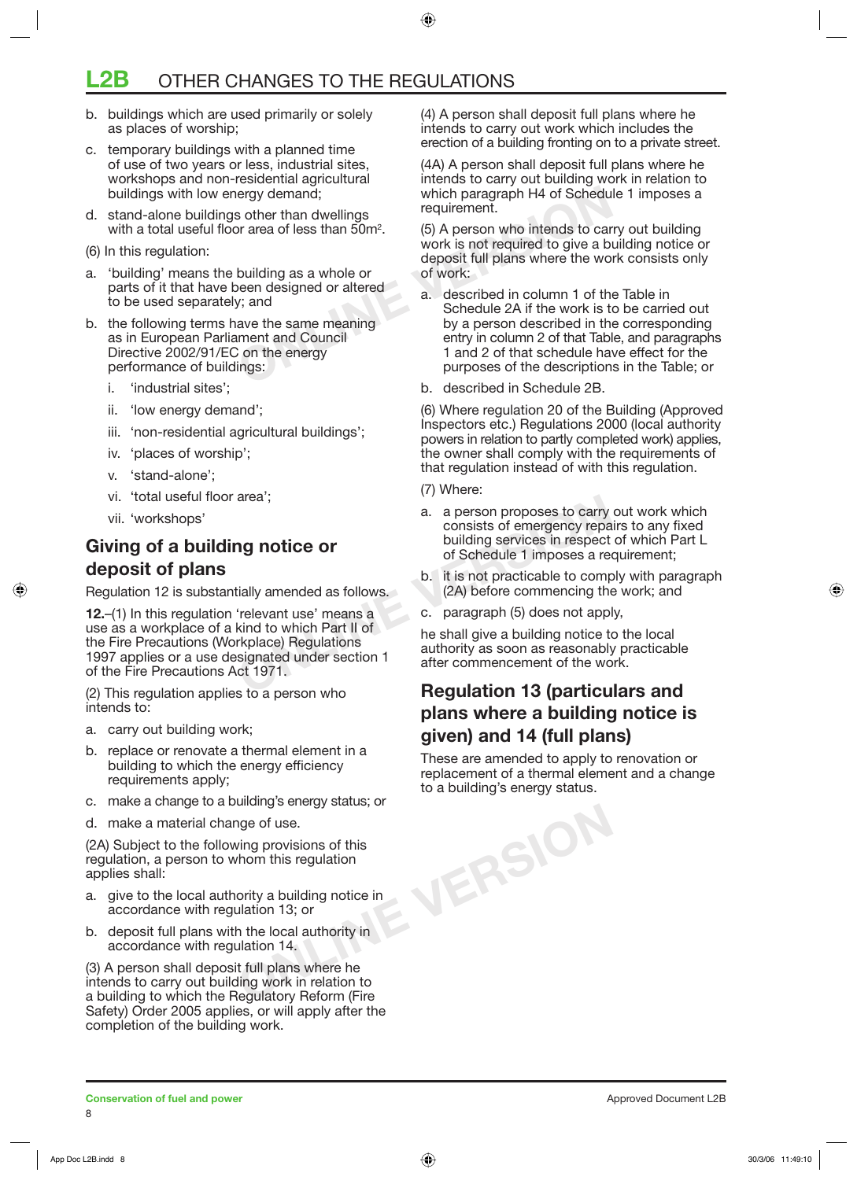b. buildings which are used primarily or solely as places of worship;

c. temporary buildings with a planned time of use of two years or less, industrial sites, workshops and non-residential agricultural buildings with low energy demand;

d. stand-alone buildings other than dwellings with a total useful floor area of less than $50m^2$.

(6) In this regulation:

a. 'building' means the building as a whole or parts of it that have been designed or altered to be used separately; and

b. the following terms have the same meaning as in European Parliament and Council Directive 2002/91/EC on the energy performance of buildings:

   i. 'industrial sites';

   ii. 'low energy demand';

   iii. 'non-residential agricultural buildings';

   iv. 'places of worship';

   v. 'stand-alone';

   vi. 'total useful floor area';

   vii. 'workshops'

## Giving of a building notice or deposit of plans

Regulation 12 is substantially amended as follows.

**12.**–(1) In this regulation 'relevant use' means a use as a workplace of a kind to which Part II of the Fire Precautions (Workplace) Regulations 1997 applies or a use designated under section 1 of the Fire Precautions Act 1971.

(2) This regulation applies to a person who intends to:

a. carry out building work;

b. replace or renovate a thermal element in a building to which the energy efficiency requirements apply;

c. make a change to a building's energy status; or

d. make a material change of use.

(2A) Subject to the following provisions of this regulation, a person to whom this regulation applies shall:

a. give to the local authority a building notice in accordance with regulation 13; or

b. deposit full plans with the local authority in accordance with regulation 14.

(3) A person shall deposit full plans where he intends to carry out building work in relation to a building to which the Regulatory Reform (Fire Safety) Order 2005 applies, or will apply after the completion of the building work.

(4) A person shall deposit full plans where he intends to carry out work which includes the erection of a building fronting on to a private street.

(4A) A person shall deposit full plans where he intends to carry out building work in relation to which paragraph H4 of Schedule 1 imposes a requirement.

(5) A person who intends to carry out building work is not required to give a building notice or deposit full plans where the work consists only of work:

a. described in column 1 of the Table in Schedule 2A if the work is to be carried out by a person described in the corresponding entry in column 2 of that Table, and paragraphs 1 and 2 of that schedule have effect for the purposes of the descriptions in the Table; or

b. described in Schedule 2B.

(6) Where regulation 20 of the Building (Approved Inspectors etc.) Regulations 2000 (local authority powers in relation to partly completed work) applies, the owner shall comply with the requirements of that regulation instead of with this regulation.

(7) Where:

a. a person proposes to carry out work which consists of emergency repairs to any fixed building services in respect of which Part L of Schedule 1 imposes a requirement;

b. it is not practicable to comply with paragraph (2A) before commencing the work; and

c. paragraph (5) does not apply,

he shall give a building notice to the local authority as soon as reasonably practicable after commencement of the work.

## Regulation 13 (particulars and plans where a building notice is given) and 14 (full plans)

These are amended to apply to renovation or replacement of a thermal element and a change to a building's energy status.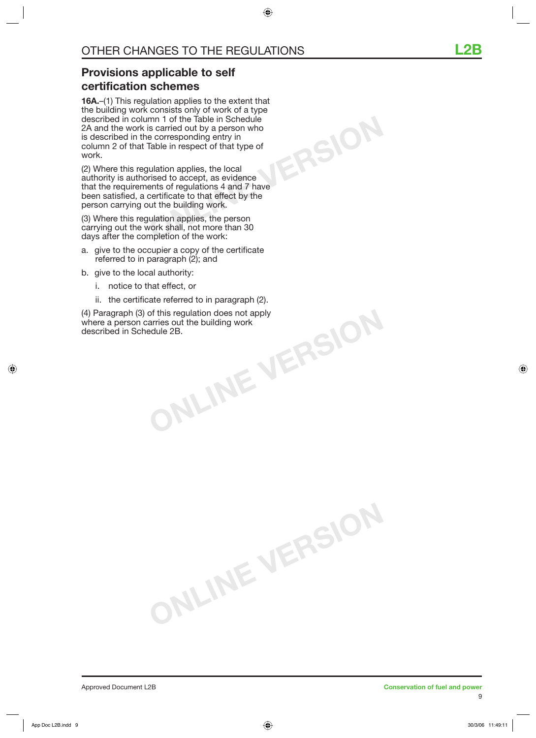## Provisions applicable to self certification schemes

**16A.**–(1) This regulation applies to the extent that the building work consists only of work of a type described in column 1 of the Table in Schedule 2A and the work is carried out by a person who is described in the corresponding entry in column 2 of that Table in respect of that type of work.

(2) Where this regulation applies, the local authority is authorised to accept, as evidence that the requirements of regulations 4 and 7 have been satisfied, a certificate to that effect by the person carrying out the building work.

(3) Where this regulation applies, the person carrying out the work shall, not more than 30 days after the completion of the work:

a. give to the occupier a copy of the certificate referred to in paragraph (2); and

b. give to the local authority:

   i. notice to that effect, or

   ii. the certificate referred to in paragraph (2).

(4) Paragraph (3) of this regulation does not apply where a person carries out the building work described in Schedule 2B.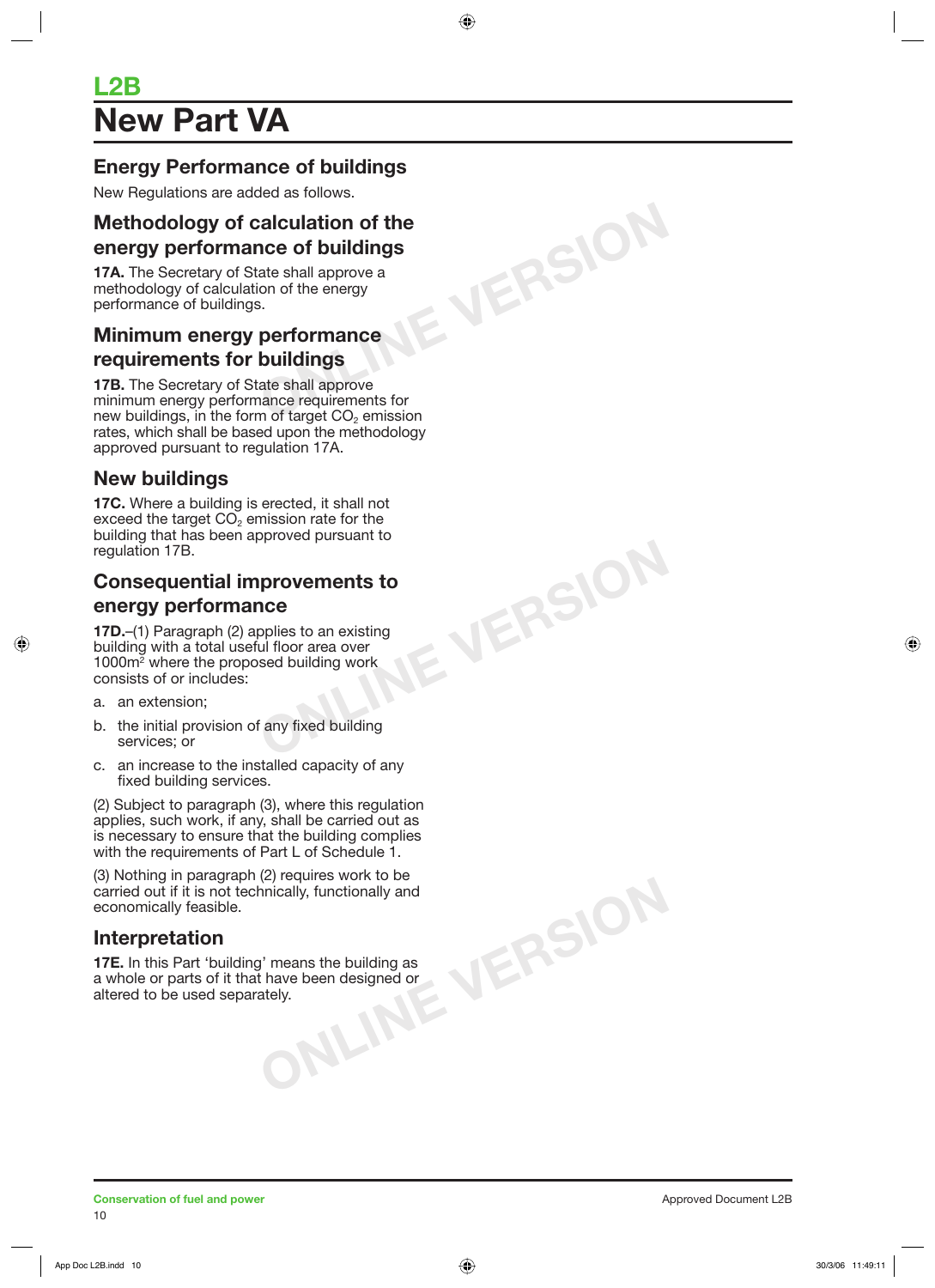# L2B

# New Part VA

## Energy Performance of buildings

New Regulations are added as follows.

## Methodology of calculation of the energy performance of buildings

**17A.** The Secretary of State shall approve a methodology of calculation of the energy performance of buildings.

## Minimum energy performance requirements for buildings

**17B.** The Secretary of State shall approve minimum energy performance requirements for new buildings, in the form of target $CO_2$ emission rates, which shall be based upon the methodology approved pursuant to regulation 17A.

## New buildings

**17C.** Where a building is erected, it shall not exceed the target $CO_2$ emission rate for the building that has been approved pursuant to regulation 17B.

## Consequential improvements to energy performance

**17D.**–(1) Paragraph (2) applies to an existing building with a total useful floor area over 1000m$^2$ where the proposed building work consists of or includes:

a. an extension;

b. the initial provision of any fixed building services; or

c. an increase to the installed capacity of any fixed building services.

(2) Subject to paragraph (3), where this regulation applies, such work, if any, shall be carried out as is necessary to ensure that the building complies with the requirements of Part L of Schedule 1.

(3) Nothing in paragraph (2) requires work to be carried out if it is not technically, functionally and economically feasible.

## Interpretation

**17E.** In this Part 'building' means the building as a whole or parts of it that have been designed or altered to be used separately.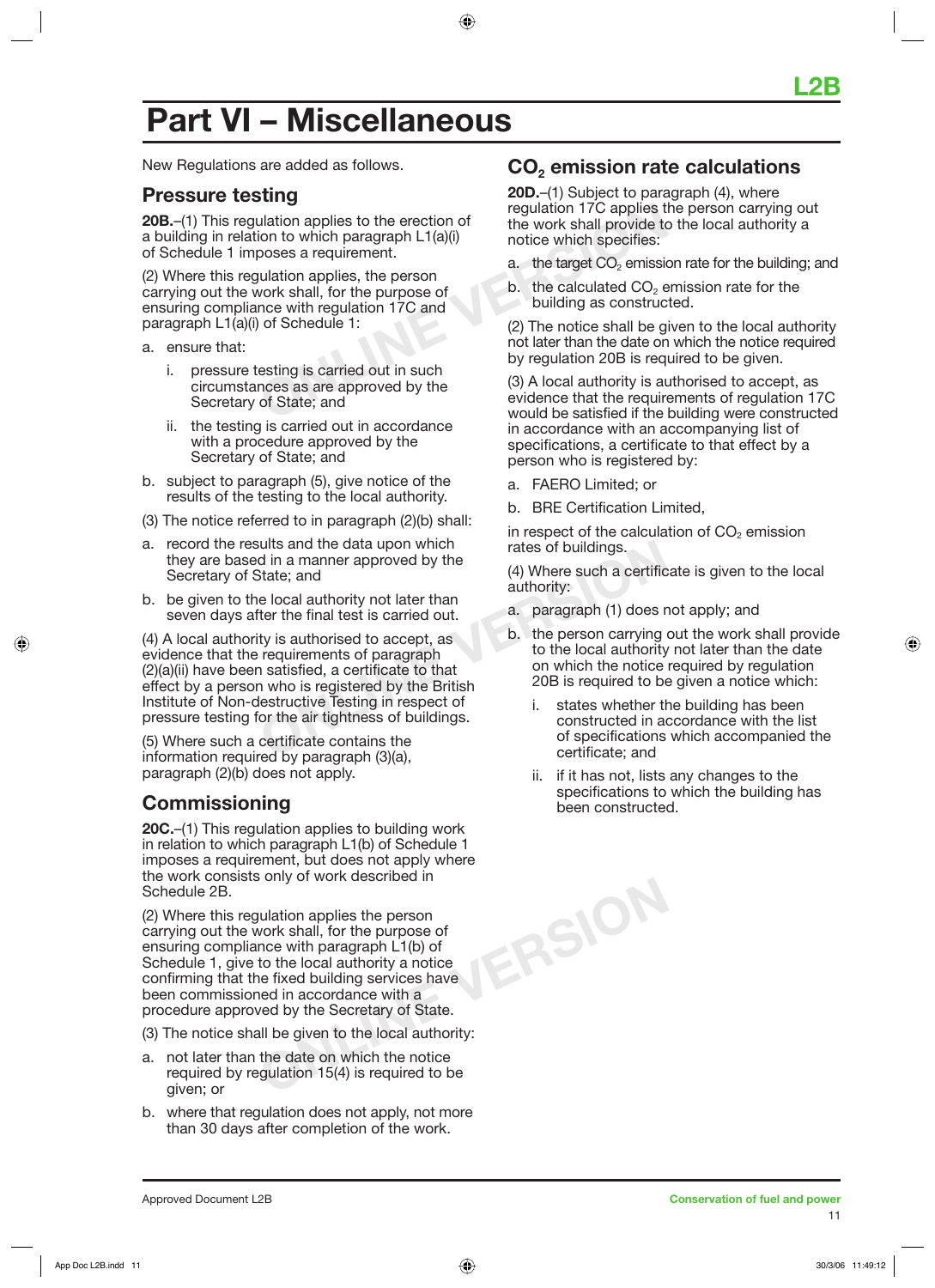# Part VI – Miscellaneous

New Regulations are added as follows.

## Pressure testing

**20B.**–(1) This regulation applies to the erection of a building in relation to which paragraph L1(a)(i) of Schedule 1 imposes a requirement.

(2) Where this regulation applies, the person carrying out the work shall, for the purpose of ensuring compliance with regulation 17C and paragraph L1(a)(i) of Schedule 1:

a. ensure that:

   i. pressure testing is carried out in such circumstances as are approved by the Secretary of State; and

   ii. the testing is carried out in accordance with a procedure approved by the Secretary of State; and

b. subject to paragraph (5), give notice of the results of the testing to the local authority.

(3) The notice referred to in paragraph (2)(b) shall:

a. record the results and the data upon which they are based in a manner approved by the Secretary of State; and

b. be given to the local authority not later than seven days after the final test is carried out.

(4) A local authority is authorised to accept, as evidence that the requirements of paragraph (2)(a)(ii) have been satisfied, a certificate to that effect by a person who is registered by the British Institute of Non-destructive Testing in respect of pressure testing for the air tightness of buildings.

(5) Where such a certificate contains the information required by paragraph (3)(a), paragraph (2)(b) does not apply.

## Commissioning

**20C.**–(1) This regulation applies to building work in relation to which paragraph L1(b) of Schedule 1 imposes a requirement, but does not apply where the work consists only of work described in Schedule 2B.

(2) Where this regulation applies the person carrying out the work shall, for the purpose of ensuring compliance with paragraph L1(b) of Schedule 1, give to the local authority a notice confirming that the fixed building services have been commissioned in accordance with a procedure approved by the Secretary of State.

(3) The notice shall be given to the local authority:

a. not later than the date on which the notice required by regulation 15(4) is required to be given; or

b. where that regulation does not apply, not more than 30 days after completion of the work.

## $CO_2$ emission rate calculations

**20D.**–(1) Subject to paragraph (4), where regulation 17C applies the person carrying out the work shall provide to the local authority a notice which specifies:

a. the target $CO_2$ emission rate for the building; and

b. the calculated $CO_2$ emission rate for the building as constructed.

(2) The notice shall be given to the local authority not later than the date on which the notice required by regulation 20B is required to be given.

(3) A local authority is authorised to accept, as evidence that the requirements of regulation 17C would be satisfied if the building were constructed in accordance with an accompanying list of specifications, a certificate to that effect by a person who is registered by:

a. FAERO Limited; or

b. BRE Certification Limited,

in respect of the calculation of $CO_2$ emission rates of buildings.

(4) Where such a certificate is given to the local authority:

a. paragraph (1) does not apply; and

b. the person carrying out the work shall provide to the local authority not later than the date on which the notice required by regulation 20B is required to be given a notice which:

   i. states whether the building has been constructed in accordance with the list of specifications which accompanied the certificate; and

   ii. if it has not, lists any changes to the specifications to which the building has been constructed.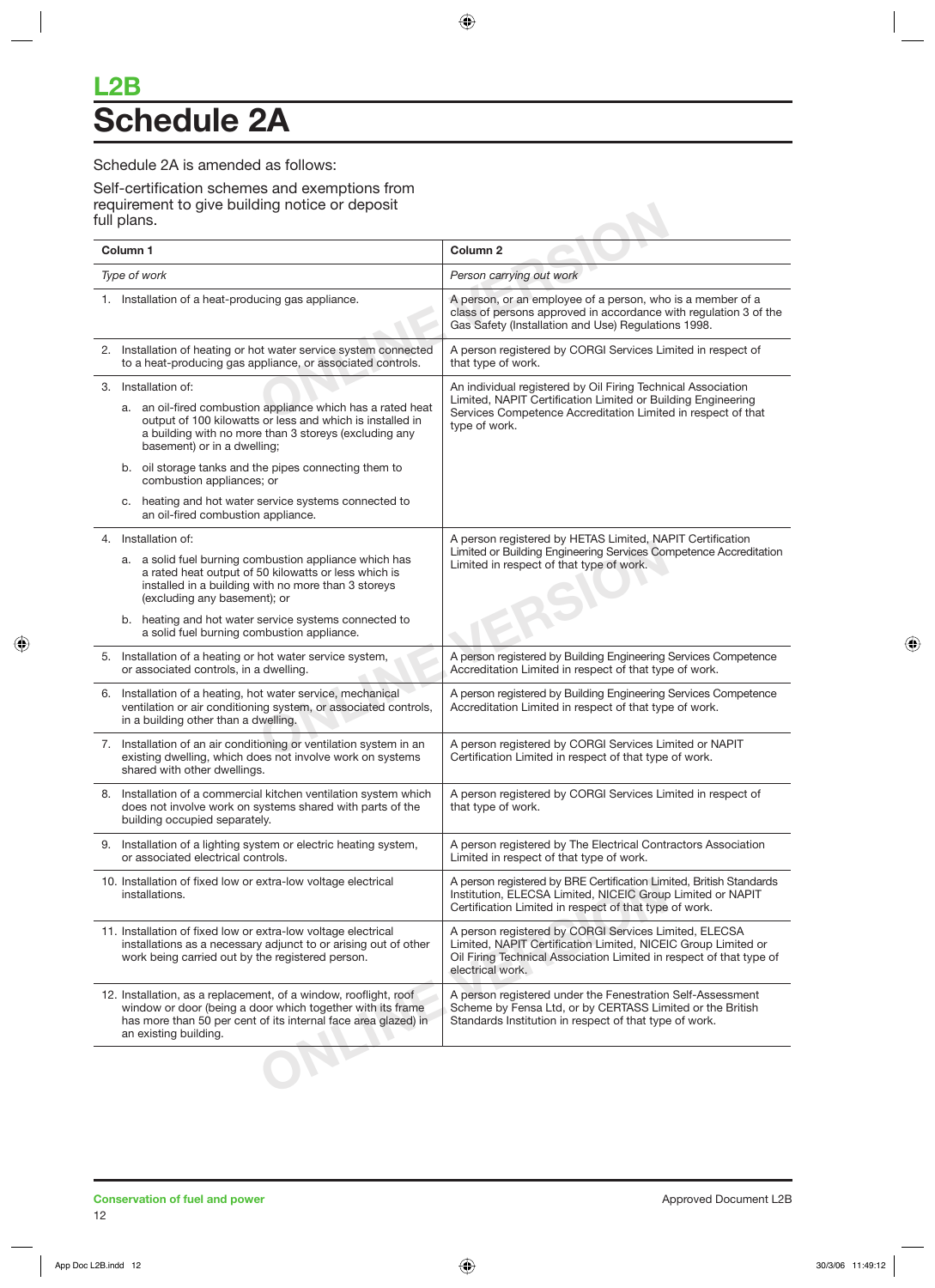# L2B
# Schedule 2A

Schedule 2A is amended as follows:

Self-certification schemes and exemptions from requirement to give building notice or deposit full plans.

| Column 1 | Column 2 |
|---|---|
| *Type of work* | *Person carrying out work* |
| 1. Installation of a heat-producing gas appliance. | A person, or an employee of a person, who is a member of a class of persons approved in accordance with regulation 3 of the Gas Safety (Installation and Use) Regulations 1998. |
| 2. Installation of heating or hot water service system connected to a heat-producing gas appliance, or associated controls. | A person registered by CORGI Services Limited in respect of that type of work. |
| 3. Installation of:<br>a. an oil-fired combustion appliance which has a rated heat output of 100 kilowatts or less and which is installed in a building with no more than 3 storeys (excluding any basement) or in a dwelling;<br>b. oil storage tanks and the pipes connecting them to combustion appliances; or<br>c. heating and hot water service systems connected to an oil-fired combustion appliance. | An individual registered by Oil Firing Technical Association Limited, NAPIT Certification Limited or Building Engineering Services Competence Accreditation Limited in respect of that type of work. |
| 4. Installation of:<br>a. a solid fuel burning combustion appliance which has a rated heat output of 50 kilowatts or less which is installed in a building with no more than 3 storeys (excluding any basement); or<br>b. heating and hot water service systems connected to a solid fuel burning combustion appliance. | A person registered by HETAS Limited, NAPIT Certification Limited or Building Engineering Services Competence Accreditation Limited in respect of that type of work. |
| 5. Installation of a heating or hot water service system, or associated controls, in a dwelling. | A person registered by Building Engineering Services Competence Accreditation Limited in respect of that type of work. |
| 6. Installation of a heating, hot water service, mechanical ventilation or air conditioning system, or associated controls, in a building other than a dwelling. | A person registered by Building Engineering Services Competence Accreditation Limited in respect of that type of work. |
| 7. Installation of an air conditioning or ventilation system in an existing dwelling, which does not involve work on systems shared with other dwellings. | A person registered by CORGI Services Limited or NAPIT Certification Limited in respect of that type of work. |
| 8. Installation of a commercial kitchen ventilation system which does not involve work on systems shared with parts of the building occupied separately. | A person registered by CORGI Services Limited in respect of that type of work. |
| 9. Installation of a lighting system or electric heating system, or associated electrical controls. | A person registered by The Electrical Contractors Association Limited in respect of that type of work. |
| 10. Installation of fixed low or extra-low voltage electrical installations. | A person registered by BRE Certification Limited, British Standards Institution, ELECSA Limited, NICEIC Group Limited or NAPIT Certification Limited in respect of that type of work. |
| 11. Installation of fixed low or extra-low voltage electrical installations as a necessary adjunct to or arising out of other work being carried out by the registered person. | A person registered by CORGI Services Limited, ELECSA Limited, NAPIT Certification Limited, NICEIC Group Limited or Oil Firing Technical Association Limited in respect of that type of electrical work. |
| 12. Installation, as a replacement, of a window, rooflight, roof window or door (being a door which together with its frame has more than 50 per cent of its internal face area glazed) in an existing building. | A person registered under the Fenestration Self-Assessment Scheme by Fensa Ltd, or by CERTASS Limited or the British Standards Institution in respect of that type of work. |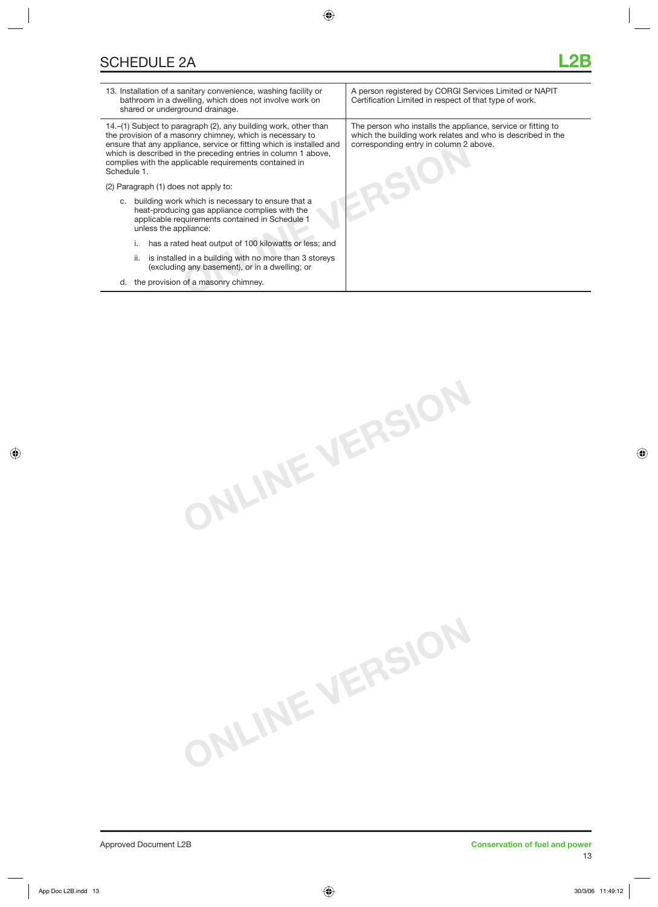## SCHEDULE 2A

| | |
|---|---|
| 13. Installation of a sanitary convenience, washing facility or bathroom in a dwelling, which does not involve work on shared or underground drainage. | A person registered by CORGI Services Limited or NAPIT Certification Limited in respect of that type of work. |
| 14.–(1) Subject to paragraph (2), any building work, other than the provision of a masonry chimney, which is necessary to ensure that any appliance, service or fitting which is installed and which is described in the preceding entries in column 1 above, complies with the applicable requirements contained in Schedule 1.<br><br>(2) Paragraph (1) does not apply to:<br><br>c. building work which is necessary to ensure that a heat-producing gas appliance complies with the applicable requirements contained in Schedule 1 unless the appliance:<br><br>i. has a rated heat output of 100 kilowatts or less; and<br><br>ii. is installed in a building with no more than 3 storeys (excluding any basement), or in a dwelling; or<br><br>d. the provision of a masonry chimney. | The person who installs the appliance, service or fitting to which the building work relates and who is described in the corresponding entry in column 2 above. |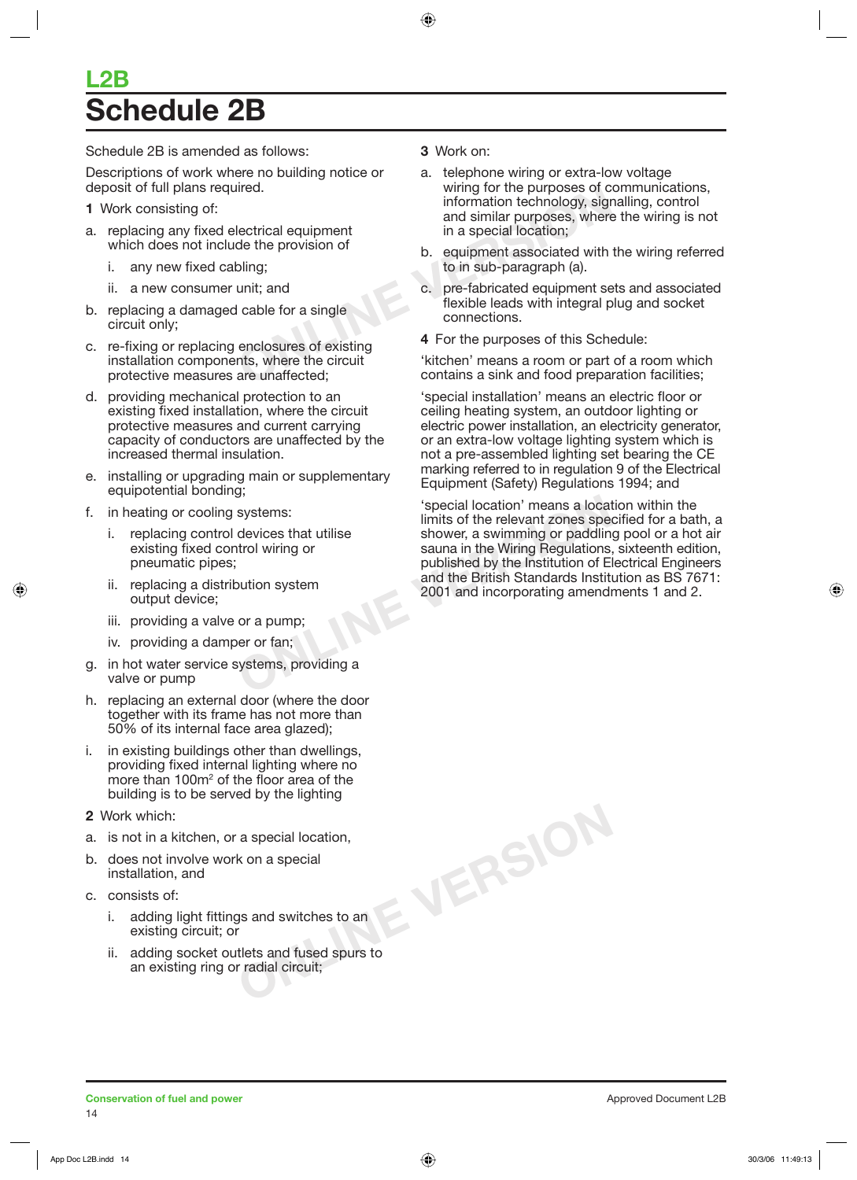# L2B

# Schedule 2B

Schedule 2B is amended as follows:

Descriptions of work where no building notice or deposit of full plans required.

**1** Work consisting of:

a. replacing any fixed electrical equipment which does not include the provision of

   i. any new fixed cabling;

   ii. a new consumer unit; and

b. replacing a damaged cable for a single circuit only;

c. re-fixing or replacing enclosures of existing installation components, where the circuit protective measures are unaffected;

d. providing mechanical protection to an existing fixed installation, where the circuit protective measures and current carrying capacity of conductors are unaffected by the increased thermal insulation.

e. installing or upgrading main or supplementary equipotential bonding;

f. in heating or cooling systems:

   i. replacing control devices that utilise existing fixed control wiring or pneumatic pipes;

   ii. replacing a distribution system output device;

   iii. providing a valve or a pump;

   iv. providing a damper or fan;

g. in hot water service systems, providing a valve or pump

h. replacing an external door (where the door together with its frame has not more than 50% of its internal face area glazed);

i. in existing buildings other than dwellings, providing fixed internal lighting where no more than $100m^2$ of the floor area of the building is to be served by the lighting

**2** Work which:

a. is not in a kitchen, or a special location,

b. does not involve work on a special installation, and

c. consists of:

   i. adding light fittings and switches to an existing circuit; or

   ii. adding socket outlets and fused spurs to an existing ring or radial circuit;

**3** Work on:

a. telephone wiring or extra-low voltage wiring for the purposes of communications, information technology, signalling, control and similar purposes, where the wiring is not in a special location;

b. equipment associated with the wiring referred to in sub-paragraph (a).

c. pre-fabricated equipment sets and associated flexible leads with integral plug and socket connections.

**4** For the purposes of this Schedule:

'kitchen' means a room or part of a room which contains a sink and food preparation facilities;

'special installation' means an electric floor or ceiling heating system, an outdoor lighting or electric power installation, an electricity generator, or an extra-low voltage lighting system which is not a pre-assembled lighting set bearing the CE marking referred to in regulation 9 of the Electrical Equipment (Safety) Regulations 1994; and

'special location' means a location within the limits of the relevant zones specified for a bath, a shower, a swimming or paddling pool or a hot air sauna in the Wiring Regulations, sixteenth edition, published by the Institution of Electrical Engineers and the British Standards Institution as BS 7671: 2001 and incorporating amendments 1 and 2.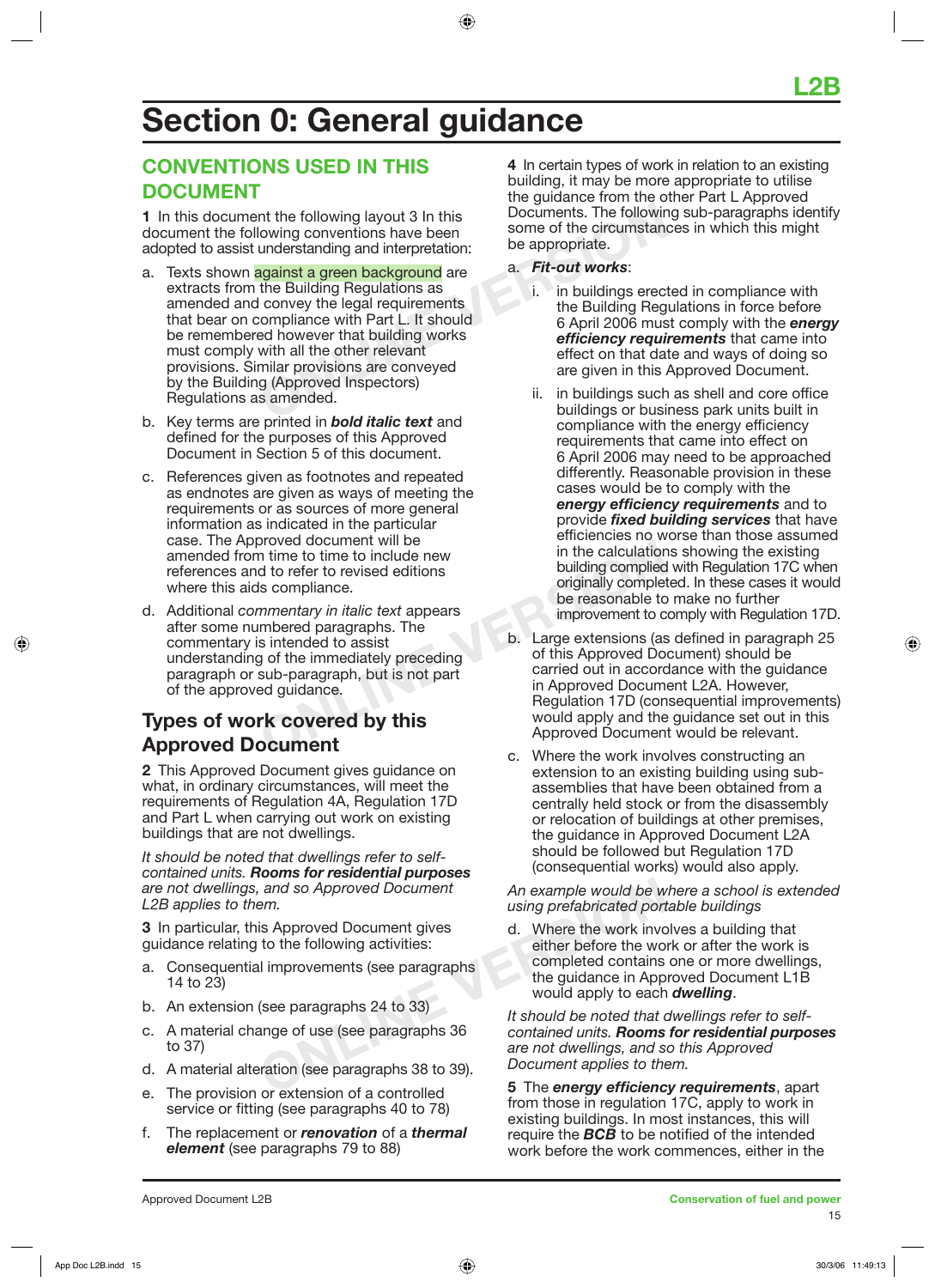# Section 0: General guidance

## CONVENTIONS USED IN THIS DOCUMENT

**1** In this document the following layout 3 In this document the following conventions have been adopted to assist understanding and interpretation:

a. Texts shown against a green background are extracts from the Building Regulations as amended and convey the legal requirements that bear on compliance with Part L. It should be remembered however that building works must comply with all the other relevant provisions. Similar provisions are conveyed by the Building (Approved Inspectors) Regulations as amended.

b. Key terms are printed in ***bold italic text*** and defined for the purposes of this Approved Document in Section 5 of this document.

c. References given as footnotes and repeated as endnotes are given as ways of meeting the requirements or as sources of more general information as indicated in the particular case. The Approved document will be amended from time to time to include new references and to refer to revised editions where this aids compliance.

d. Additional *commentary in italic text* appears after some numbered paragraphs. The commentary is intended to assist understanding of the immediately preceding paragraph or sub-paragraph, but is not part of the approved guidance.

## Types of work covered by this Approved Document

**2** This Approved Document gives guidance on what, in ordinary circumstances, will meet the requirements of Regulation 4A, Regulation 17D and Part L when carrying out work on existing buildings that are not dwellings.

*It should be noted that dwellings refer to self-contained units.* ***Rooms for residential purposes*** *are not dwellings, and so Approved Document L2B applies to them.*

**3** In particular, this Approved Document gives guidance relating to the following activities:

a. Consequential improvements (see paragraphs 14 to 23)

b. An extension (see paragraphs 24 to 33)

c. A material change of use (see paragraphs 36 to 37)

d. A material alteration (see paragraphs 38 to 39).

e. The provision or extension of a controlled service or fitting (see paragraphs 40 to 78)

f. The replacement or ***renovation*** of a ***thermal element*** (see paragraphs 79 to 88)

**4** In certain types of work in relation to an existing building, it may be more appropriate to utilise the guidance from the other Part L Approved Documents. The following sub-paragraphs identify some of the circumstances in which this might be appropriate.

a. ***Fit-out works***:

   i. in buildings erected in compliance with the Building Regulations in force before 6 April 2006 must comply with the ***energy efficiency requirements*** that came into effect on that date and ways of doing so are given in this Approved Document.

   ii. in buildings such as shell and core office buildings or business park units built in compliance with the energy efficiency requirements that came into effect on 6 April 2006 may need to be approached differently. Reasonable provision in these cases would be to comply with the ***energy efficiency requirements*** and to provide ***fixed building services*** that have efficiencies no worse than those assumed in the calculations showing the existing building complied with Regulation 17C when originally completed. In these cases it would be reasonable to make no further improvement to comply with Regulation 17D.

b. Large extensions (as defined in paragraph 25 of this Approved Document) should be carried out in accordance with the guidance in Approved Document L2A. However, Regulation 17D (consequential improvements) would apply and the guidance set out in this Approved Document would be relevant.

c. Where the work involves constructing an extension to an existing building using sub-assemblies that have been obtained from a centrally held stock or from the disassembly or relocation of buildings at other premises, the guidance in Approved Document L2A should be followed but Regulation 17D (consequential works) would also apply.

*An example would be where a school is extended using prefabricated portable buildings*

d. Where the work involves a building that either before the work or after the work is completed contains one or more dwellings, the guidance in Approved Document L1B would apply to each ***dwelling***.

*It should be noted that dwellings refer to self-contained units.* ***Rooms for residential purposes*** *are not dwellings, and so this Approved Document applies to them.*

**5** The ***energy efficiency requirements***, apart from those in regulation 17C, apply to work in existing buildings. In most instances, this will require the ***BCB*** to be notified of the intended work before the work commences, either in the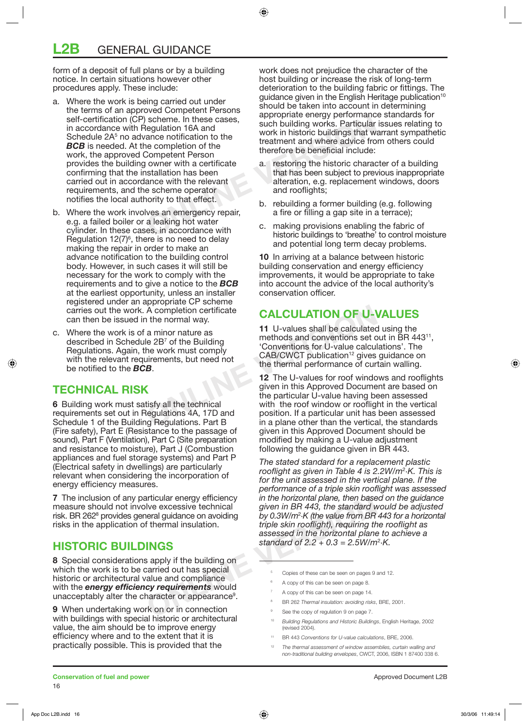form of a deposit of full plans or by a building notice. In certain situations however other procedures apply. These include:

a. Where the work is being carried out under the terms of an approved Competent Persons self-certification (CP) scheme. In these cases, in accordance with Regulation 16A and Schedule 2A[5] no advance notification to the ***BCB*** is needed. At the completion of the work, the approved Competent Person provides the building owner with a certificate confirming that the installation has been carried out in accordance with the relevant requirements, and the scheme operator notifies the local authority to that effect.

b. Where the work involves an emergency repair, e.g. a failed boiler or a leaking hot water cylinder. In these cases, in accordance with Regulation 12(7)[6], there is no need to delay making the repair in order to make an advance notification to the building control body. However, in such cases it will still be necessary for the work to comply with the requirements and to give a notice to the ***BCB*** at the earliest opportunity, unless an installer registered under an appropriate CP scheme carries out the work. A completion certificate can then be issued in the normal way.

c. Where the work is of a minor nature as described in Schedule 2B[7] of the Building Regulations. Again, the work must comply with the relevant requirements, but need not be notified to the ***BCB***.

## TECHNICAL RISK

**6** Building work must satisfy all the technical requirements set out in Regulations 4A, 17D and Schedule 1 of the Building Regulations. Part B (Fire safety), Part E (Resistance to the passage of sound), Part F (Ventilation), Part C (Site preparation and resistance to moisture), Part J (Combustion appliances and fuel storage systems) and Part P (Electrical safety in dwellings) are particularly relevant when considering the incorporation of energy efficiency measures.

**7** The inclusion of any particular energy efficiency measure should not involve excessive technical risk. BR 262[8] provides general guidance on avoiding risks in the application of thermal insulation.

## HISTORIC BUILDINGS

**8** Special considerations apply if the building on which the work is to be carried out has special historic or architectural value and compliance with the ***energy efficiency requirements*** would unacceptably alter the character or appearance[9].

**9** When undertaking work on or in connection with buildings with special historic or architectural value, the aim should be to improve energy efficiency where and to the extent that it is practically possible. This is provided that the work does not prejudice the character of the host building or increase the risk of long-term deterioration to the building fabric or fittings. The guidance given in the English Heritage publication[10] should be taken into account in determining appropriate energy performance standards for such building works. Particular issues relating to work in historic buildings that warrant sympathetic treatment and where advice from others could therefore be beneficial include:

a. restoring the historic character of a building that has been subject to previous inappropriate alteration, e.g. replacement windows, doors and rooflights;

b. rebuilding a former building (e.g. following a fire or filling a gap site in a terrace);

c. making provisions enabling the fabric of historic buildings to 'breathe' to control moisture and potential long term decay problems.

**10** In arriving at a balance between historic building conservation and energy efficiency improvements, it would be appropriate to take into account the advice of the local authority's conservation officer.

## CALCULATION OF U-VALUES

**11** U-values shall be calculated using the methods and conventions set out in BR 443[11], 'Conventions for U-value calculations'. The CAB/CWCT publication[12] gives guidance on the thermal performance of curtain walling.

**12** The U-values for roof windows and rooflights given in this Approved Document are based on the particular U-value having been assessed with the roof window or rooflight in the vertical position. If a particular unit has been assessed in a plane other than the vertical, the standards given in this Approved Document should be modified by making a U-value adjustment following the guidance given in BR 443.

*The stated standard for a replacement plastic rooflight as given in Table 4 is 2.2W/m²·K. This is for the unit assessed in the vertical plane. If the performance of a triple skin rooflight was assessed in the horizontal plane, then based on the guidance given in BR 443, the standard would be adjusted by 0.3W/m²·K (the value from BR 443 for a horizontal triple skin rooflight), requiring the rooflight as assessed in the horizontal plane to achieve a standard of 2.2 + 0.3 = 2.5W/m²·K.*

---

[5] Copies of these can be seen on pages 9 and 12.

[6] A copy of this can be seen on page 8.

[7] A copy of this can be seen on page 14.

[8] BR 262 *Thermal insulation: avoiding risks*, BRE, 2001.

[9] See the copy of regulation 9 on page 7.

[10] *Building Regulations and Historic Buildings*, English Heritage, 2002 (revised 2004).

[11] BR 443 *Conventions for U-value calculations*, BRE, 2006.

[12] *The thermal assessment of window assemblies, curtain walling and non-traditional building envelopes*, CWCT, 2006, ISBN 1 87400 338 6.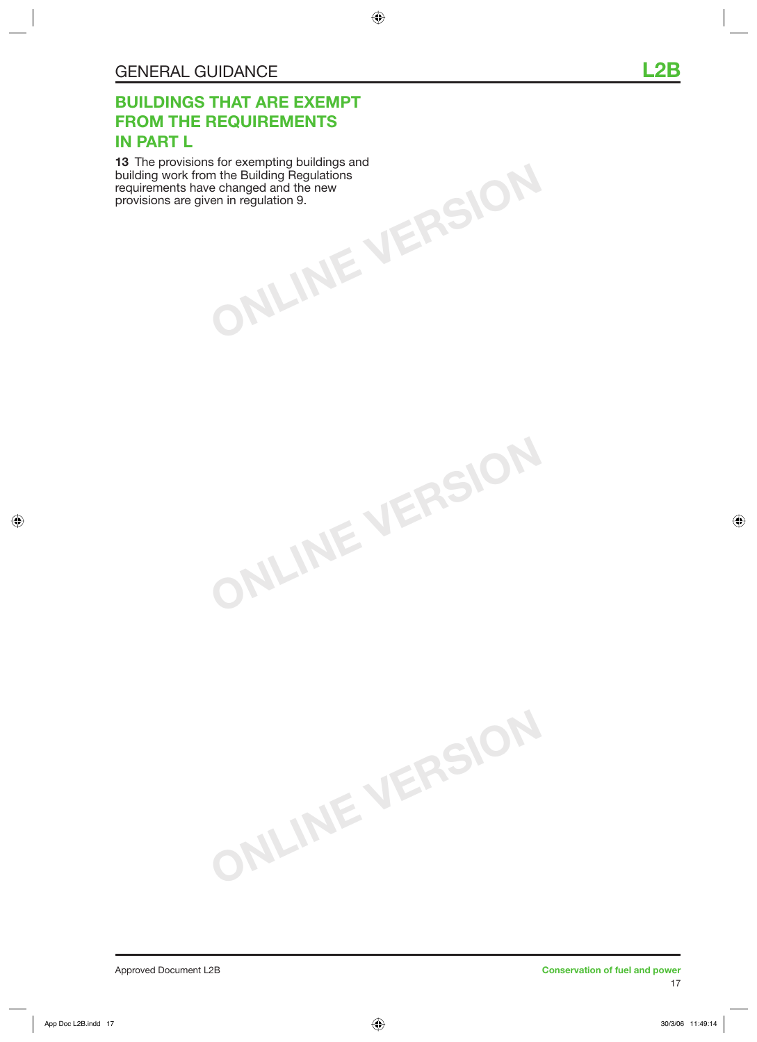## BUILDINGS THAT ARE EXEMPT FROM THE REQUIREMENTS IN PART L

**13** The provisions for exempting buildings and building work from the Building Regulations requirements have changed and the new provisions are given in regulation 9.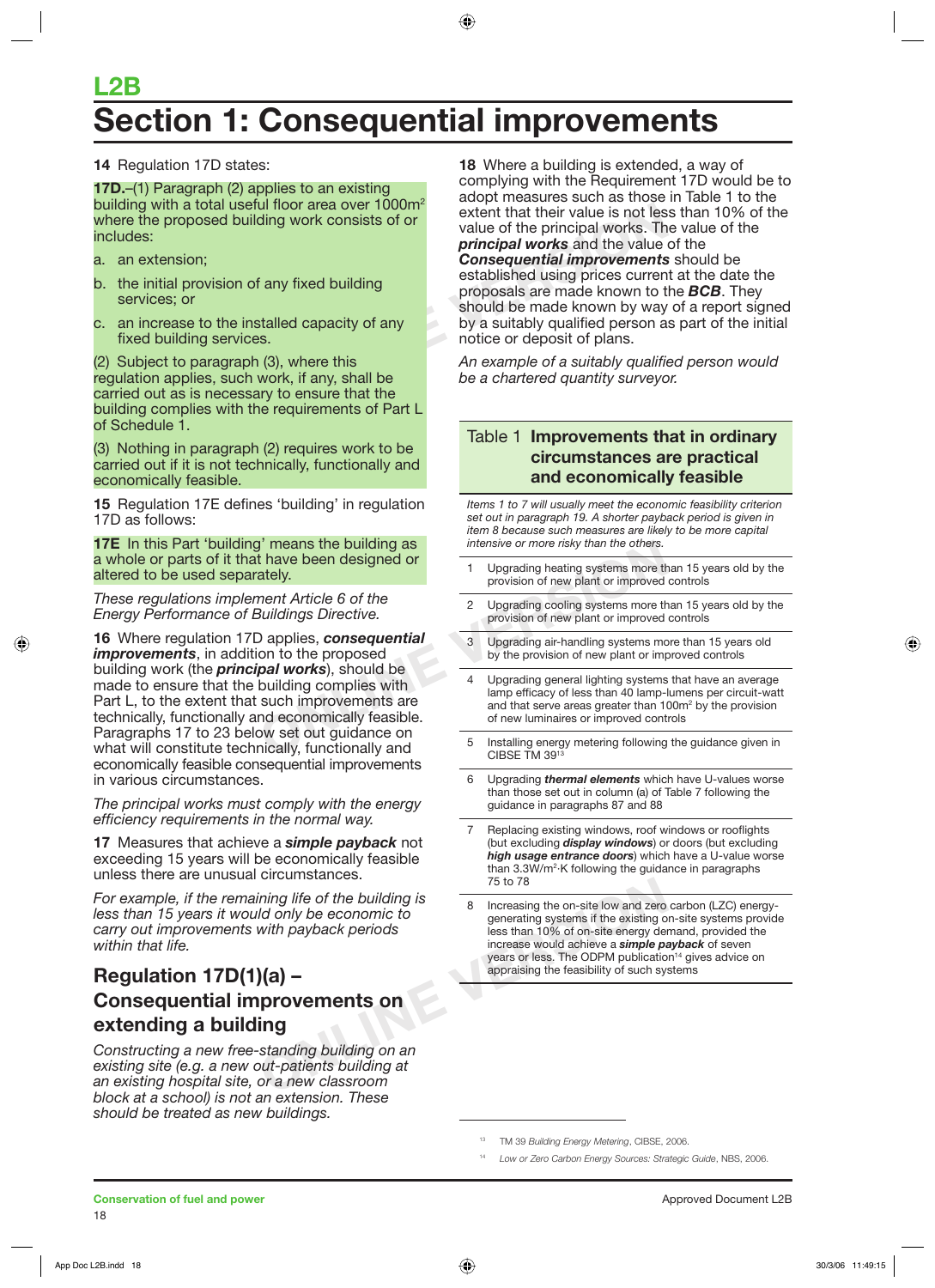# L2B

# Section 1: Consequential improvements

**14** Regulation 17D states:

**17D.**–(1) Paragraph (2) applies to an existing building with a total useful floor area over 1000m[2] where the proposed building work consists of or includes:

a. an extension;

b. the initial provision of any fixed building services; or

c. an increase to the installed capacity of any fixed building services.

(2) Subject to paragraph (3), where this regulation applies, such work, if any, shall be carried out as is necessary to ensure that the building complies with the requirements of Part L of Schedule 1.

(3) Nothing in paragraph (2) requires work to be carried out if it is not technically, functionally and economically feasible.

**15** Regulation 17E defines 'building' in regulation 17D as follows:

**17E** In this Part 'building' means the building as a whole or parts of it that have been designed or altered to be used separately.

*These regulations implement Article 6 of the Energy Performance of Buildings Directive.*

**16** Where regulation 17D applies, ***consequential improvements***, in addition to the proposed building work (the ***principal works***), should be made to ensure that the building complies with Part L, to the extent that such improvements are technically, functionally and economically feasible. Paragraphs 17 to 23 below set out guidance on what will constitute technically, functionally and economically feasible consequential improvements in various circumstances.

*The principal works must comply with the energy efficiency requirements in the normal way.*

**17** Measures that achieve a ***simple payback*** not exceeding 15 years will be economically feasible unless there are unusual circumstances.

*For example, if the remaining life of the building is less than 15 years it would only be economic to carry out improvements with payback periods within that life.*

## Regulation 17D(1)(a) – Consequential improvements on extending a building

*Constructing a new free-standing building on an existing site (e.g. a new out-patients building at an existing hospital site, or a new classroom block at a school) is not an extension. These should be treated as new buildings.*

**18** Where a building is extended, a way of complying with the Requirement 17D would be to adopt measures such as those in Table 1 to the extent that their value is not less than 10% of the value of the principal works. The value of the ***principal works*** and the value of the ***Consequential improvements*** should be established using prices current at the date the proposals are made known to the ***BCB***. They should be made known by way of a report signed by a suitably qualified person as part of the initial notice or deposit of plans.

*An example of a suitably qualified person would be a chartered quantity surveyor.*

**Table 1 Improvements that in ordinary circumstances are practical and economically feasible**

*Items 1 to 7 will usually meet the economic feasibility criterion set out in paragraph 19. A shorter payback period is given in item 8 because such measures are likely to be more capital intensive or more risky than the others.*

| | |
|---|---|
| 1 | Upgrading heating systems more than 15 years old by the provision of new plant or improved controls |
| 2 | Upgrading cooling systems more than 15 years old by the provision of new plant or improved controls |
| 3 | Upgrading air-handling systems more than 15 years old by the provision of new plant or improved controls |
| 4 | Upgrading general lighting systems that have an average lamp efficacy of less than 40 lamp-lumens per circuit-watt and that serve areas greater than 100m[2] by the provision of new luminaires or improved controls |
| 5 | Installing energy metering following the guidance given in CIBSE TM 39[13] |
| 6 | Upgrading ***thermal elements*** which have U-values worse than those set out in column (a) of Table 7 following the guidance in paragraphs 87 and 88 |
| 7 | Replacing existing windows, roof windows or rooflights (but excluding ***display windows***) or doors (but excluding ***high usage entrance doors***) which have a U-value worse than 3.3W/m[2]·K following the guidance in paragraphs 75 to 78 |
| 8 | Increasing the on-site low and zero carbon (LZC) energy-generating systems if the existing on-site systems provide less than 10% of on-site energy demand, provided the increase would achieve a ***simple payback*** of seven years or less. The ODPM publication[14] gives advice on appraising the feasibility of such systems |

[13] TM 39 *Building Energy Metering*, CIBSE, 2006.

[14] *Low or Zero Carbon Energy Sources: Strategic Guide*, NBS, 2006.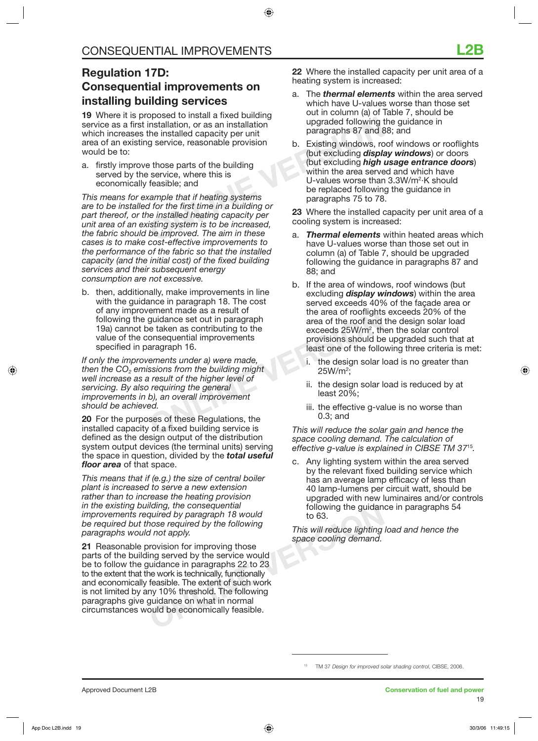## Regulation 17D: Consequential improvements on installing building services

**19** Where it is proposed to install a fixed building service as a first installation, or as an installation which increases the installed capacity per unit area of an existing service, reasonable provision would be to:

a. firstly improve those parts of the building served by the service, where this is economically feasible; and

*This means for example that if heating systems are to be installed for the first time in a building or part thereof, or the installed heating capacity per unit area of an existing system is to be increased, the fabric should be improved. The aim in these cases is to make cost-effective improvements to the performance of the fabric so that the installed capacity (and the initial cost) of the fixed building services and their subsequent energy consumption are not excessive.*

b. then, additionally, make improvements in line with the guidance in paragraph 18. The cost of any improvement made as a result of following the guidance set out in paragraph 19a) cannot be taken as contributing to the value of the consequential improvements specified in paragraph 16.

*If only the improvements under a) were made, then the $CO_2$ emissions from the building might well increase as a result of the higher level of servicing. By also requiring the general improvements in b), an overall improvement should be achieved.*

**20** For the purposes of these Regulations, the installed capacity of a fixed building service is defined as the design output of the distribution system output devices (the terminal units) serving the space in question, divided by the ***total useful floor area*** of that space.

*This means that if (e.g.) the size of central boiler plant is increased to serve a new extension rather than to increase the heating provision in the existing building, the consequential improvements required by paragraph 18 would be required but those required by the following paragraphs would not apply.*

**21** Reasonable provision for improving those parts of the building served by the service would be to follow the guidance in paragraphs 22 to 23 to the extent that the work is technically, functionally and economically feasible. The extent of such work is not limited by any 10% threshold. The following paragraphs give guidance on what in normal circumstances would be economically feasible.

**22** Where the installed capacity per unit area of a heating system is increased:

a. The ***thermal elements*** within the area served which have U-values worse than those set out in column (a) of Table 7, should be upgraded following the guidance in paragraphs 87 and 88; and

b. Existing windows, roof windows or rooflights (but excluding ***display windows***) or doors (but excluding ***high usage entrance doors***) within the area served and which have U-values worse than 3.3W/m²·K should be replaced following the guidance in paragraphs 75 to 78.

**23** Where the installed capacity per unit area of a cooling system is increased:

a. ***Thermal elements*** within heated areas which have U-values worse than those set out in column (a) of Table 7, should be upgraded following the guidance in paragraphs 87 and 88; and

b. If the area of windows, roof windows (but excluding ***display windows***) within the area served exceeds 40% of the façade area or the area of rooflights exceeds 20% of the area of the roof and the design solar load exceeds 25W/m², then the solar control provisions should be upgraded such that at least one of the following three criteria is met:

   i. the design solar load is no greater than 25W/m²;

   ii. the design solar load is reduced by at least 20%;

   iii. the effective g-value is no worse than 0.3; and

*This will reduce the solar gain and hence the space cooling demand. The calculation of effective g-value is explained in CIBSE TM 37*[15]*.*

c. Any lighting system within the area served by the relevant fixed building service which has an average lamp efficacy of less than 40 lamp-lumens per circuit watt, should be upgraded with new luminaires and/or controls following the guidance in paragraphs 54 to 63.

*This will reduce lighting load and hence the space cooling demand.*

---

[15] TM 37 *Design for improved solar shading control*, CIBSE, 2006.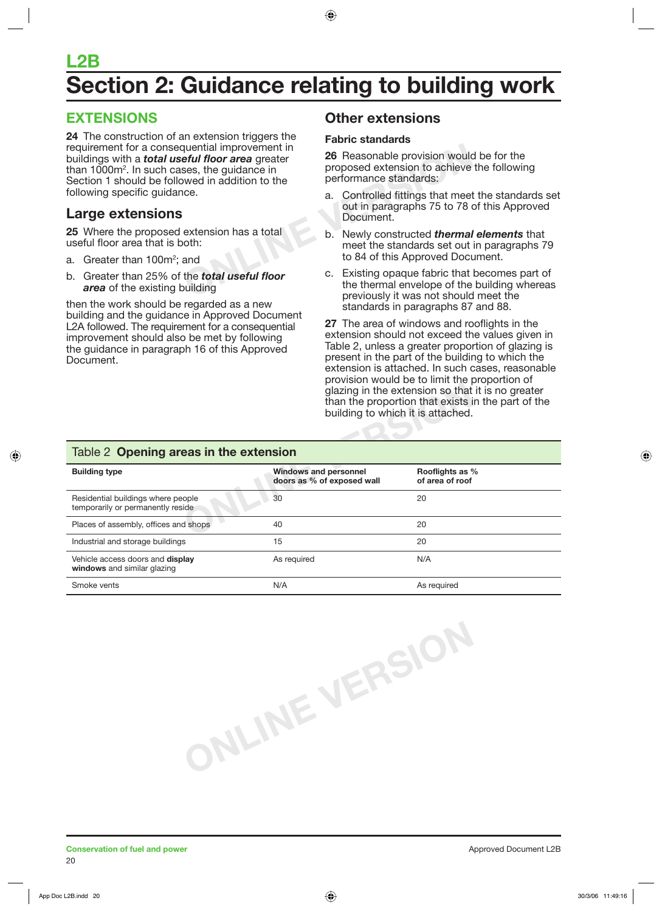# L2B

# Section 2: Guidance relating to building work

## EXTENSIONS

**24** The construction of an extension triggers the requirement for a consequential improvement in buildings with a ***total useful floor area*** greater than 1000m$^2$. In such cases, the guidance in Section 1 should be followed in addition to the following specific guidance.

### Large extensions

**25** Where the proposed extension has a total useful floor area that is both:

a. Greater than 100m$^2$; and

b. Greater than 25% of the ***total useful floor area*** of the existing building

then the work should be regarded as a new building and the guidance in Approved Document L2A followed. The requirement for a consequential improvement should also be met by following the guidance in paragraph 16 of this Approved Document.

## Other extensions

### Fabric standards

**26** Reasonable provision would be for the proposed extension to achieve the following performance standards:

a. Controlled fittings that meet the standards set out in paragraphs 75 to 78 of this Approved Document.

b. Newly constructed ***thermal elements*** that meet the standards set out in paragraphs 79 to 84 of this Approved Document.

c. Existing opaque fabric that becomes part of the thermal envelope of the building whereas previously it was not should meet the standards in paragraphs 87 and 88.

**27** The area of windows and rooflights in the extension should not exceed the values given in Table 2, unless a greater proportion of glazing is present in the part of the building to which the extension is attached. In such cases, reasonable provision would be to limit the proportion of glazing in the extension so that it is no greater than the proportion that exists in the part of the building to which it is attached.

**Table 2 Opening areas in the extension**

| Building type | Windows and personnel doors as % of exposed wall | Rooflights as % of area of roof |
|---|---|---|
| Residential buildings where people temporarily or permanently reside | 30 | 20 |
| Places of assembly, offices and shops | 40 | 20 |
| Industrial and storage buildings | 15 | 20 |
| Vehicle access doors and **display windows** and similar glazing | As required | N/A |
| Smoke vents | N/A | As required |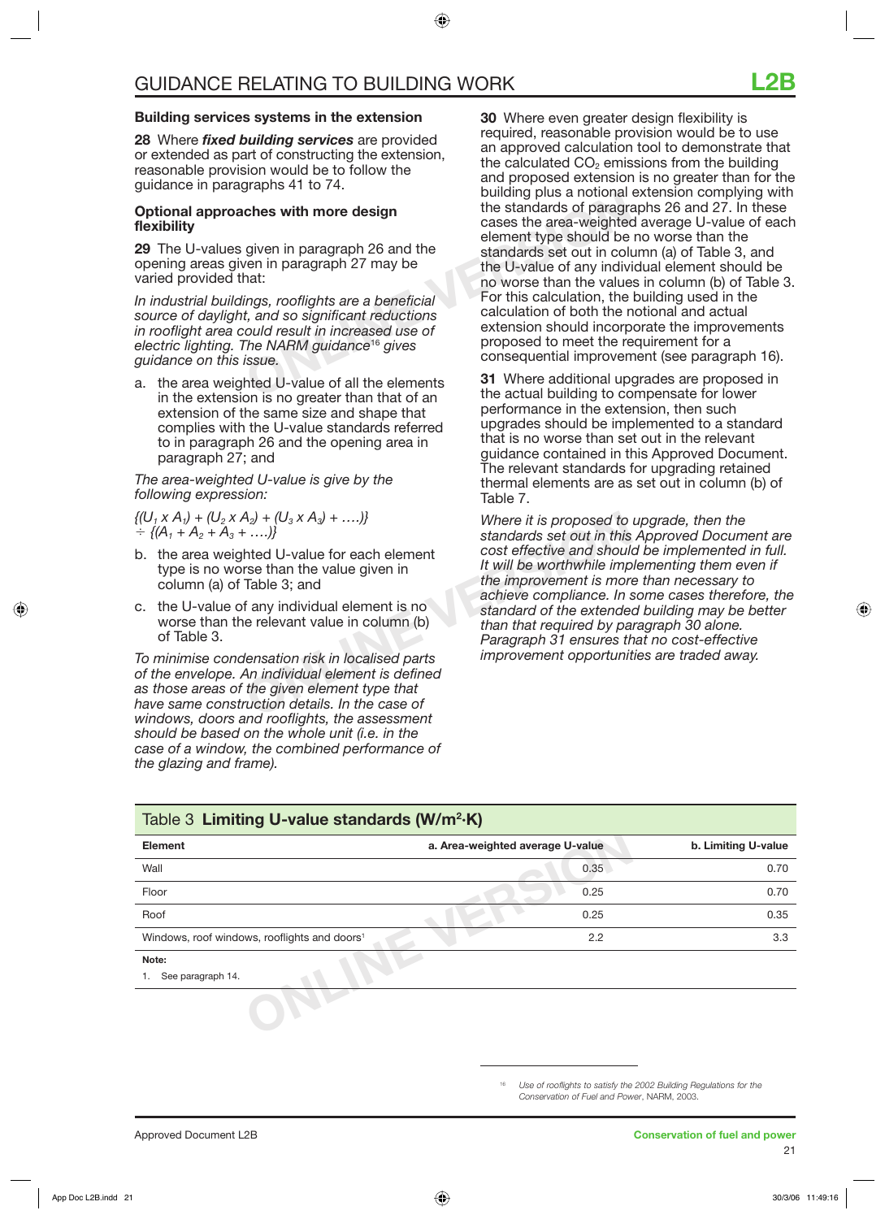### Building services systems in the extension

**28** Where ***fixed building services*** are provided or extended as part of constructing the extension, reasonable provision would be to follow the guidance in paragraphs 41 to 74.

### Optional approaches with more design flexibility

**29** The U-values given in paragraph 26 and the opening areas given in paragraph 27 may be varied provided that:

*In industrial buildings, rooflights are a beneficial source of daylight, and so significant reductions in rooflight area could result in increased use of electric lighting. The NARM guidance[16] gives guidance on this issue.*

a. the area weighted U-value of all the elements in the extension is no greater than that of an extension of the same size and shape that complies with the U-value standards referred to in paragraph 26 and the opening area in paragraph 27; and

*The area-weighted U-value is give by the following expression:*

$$\{(U_1 \times A_1) + (U_2 \times A_2) + (U_3 \times A_3) + ....)\} \div \{(A_1 + A_2 + A_3 + ....)\}$$

b. the area weighted U-value for each element type is no worse than the value given in column (a) of Table 3; and

c. the U-value of any individual element is no worse than the relevant value in column (b) of Table 3.

*To minimise condensation risk in localised parts of the envelope. An individual element is defined as those areas of the given element type that have same construction details. In the case of windows, doors and rooflights, the assessment should be based on the whole unit (i.e. in the case of a window, the combined performance of the glazing and frame).*

**30** Where even greater design flexibility is required, reasonable provision would be to use an approved calculation tool to demonstrate that the calculated $CO_2$ emissions from the building and proposed extension is no greater than for the building plus a notional extension complying with the standards of paragraphs 26 and 27. In these cases the area-weighted average U-value of each element type should be no worse than the standards set out in column (a) of Table 3, and the U-value of any individual element should be no worse than the values in column (b) of Table 3. For this calculation, the building used in the calculation of both the notional and actual extension should incorporate the improvements proposed to meet the requirement for a consequential improvement (see paragraph 16).

**31** Where additional upgrades are proposed in the actual building to compensate for lower performance in the extension, then such upgrades should be implemented to a standard that is no worse than set out in the relevant guidance contained in this Approved Document. The relevant standards for upgrading retained thermal elements are as set out in column (b) of Table 7.

*Where it is proposed to upgrade, then the standards set out in this Approved Document are cost effective and should be implemented in full. It will be worthwhile implementing them even if the improvement is more than necessary to achieve compliance. In some cases therefore, the standard of the extended building may be better than that required by paragraph 30 alone. Paragraph 31 ensures that no cost-effective improvement opportunities are traded away.*

Table 3 **Limiting U-value standards (W/m²·K)**

| Element | a. Area-weighted average U-value | b. Limiting U-value |
|---|---|---|
| Wall | 0.35 | 0.70 |
| Floor | 0.25 | 0.70 |
| Roof | 0.25 | 0.35 |
| Windows, roof windows, rooflights and doors[1] | 2.2 | 3.3 |

**Note:**
1. See paragraph 14.

[16] *Use of rooflights to satisfy the 2002 Building Regulations for the Conservation of Fuel and Power*, NARM, 2003.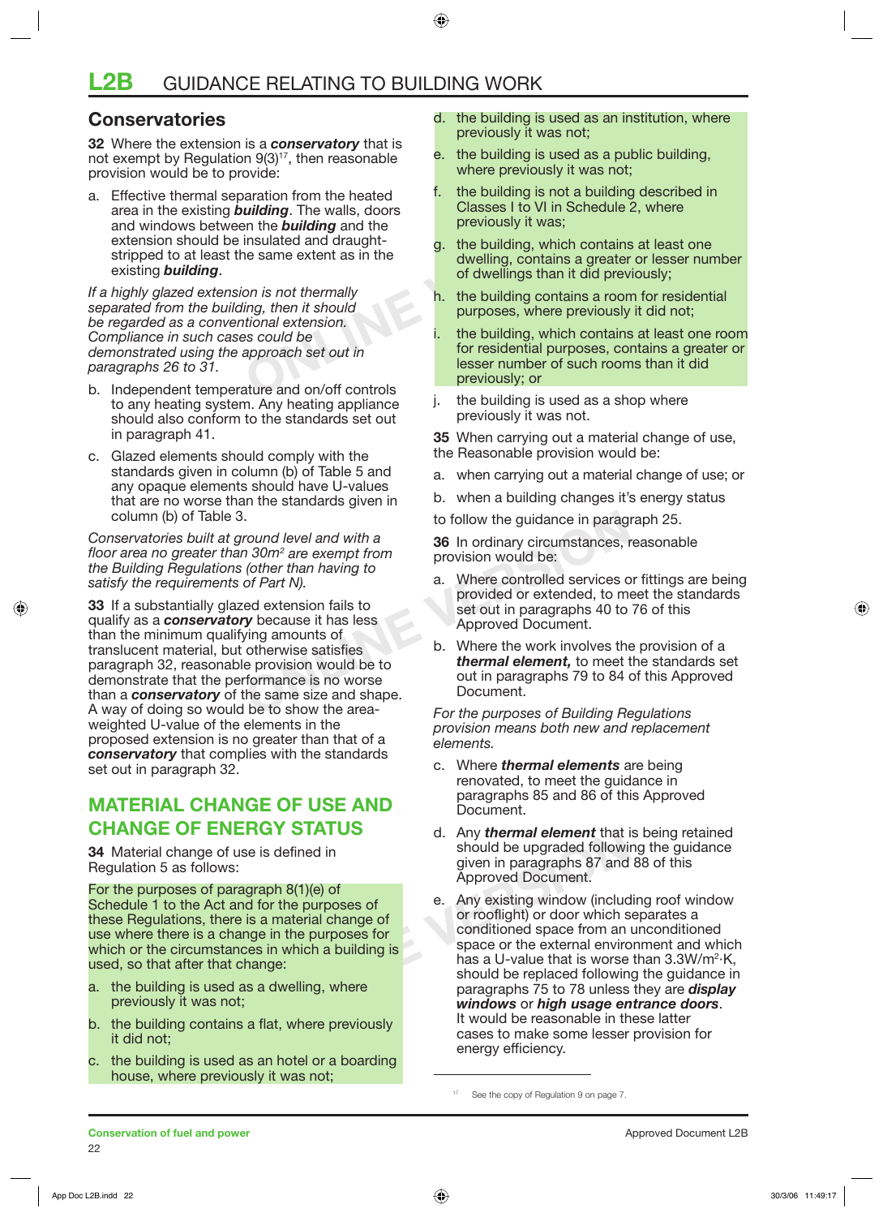## Conservatories

**32** Where the extension is a ***conservatory*** that is not exempt by Regulation 9(3)[17], then reasonable provision would be to provide:

a. Effective thermal separation from the heated area in the existing ***building***. The walls, doors and windows between the ***building*** and the extension should be insulated and draught-stripped to at least the same extent as in the existing ***building***.

*If a highly glazed extension is not thermally separated from the building, then it should be regarded as a conventional extension. Compliance in such cases could be demonstrated using the approach set out in paragraphs 26 to 31.*

b. Independent temperature and on/off controls to any heating system. Any heating appliance should also conform to the standards set out in paragraph 41.

c. Glazed elements should comply with the standards given in column (b) of Table 5 and any opaque elements should have U-values that are no worse than the standards given in column (b) of Table 3.

*Conservatories built at ground level and with a floor area no greater than 30m² are exempt from the Building Regulations (other than having to satisfy the requirements of Part N).*

**33** If a substantially glazed extension fails to qualify as a ***conservatory*** because it has less than the minimum qualifying amounts of translucent material, but otherwise satisfies paragraph 32, reasonable provision would be to demonstrate that the performance is no worse than a ***conservatory*** of the same size and shape. A way of doing so would be to show the area-weighted U-value of the elements in the proposed extension is no greater than that of a ***conservatory*** that complies with the standards set out in paragraph 32.

## MATERIAL CHANGE OF USE AND CHANGE OF ENERGY STATUS

**34** Material change of use is defined in Regulation 5 as follows:

For the purposes of paragraph 8(1)(e) of Schedule 1 to the Act and for the purposes of these Regulations, there is a material change of use where there is a change in the purposes for which or the circumstances in which a building is used, so that after that change:

a. the building is used as a dwelling, where previously it was not;

b. the building contains a flat, where previously it did not;

c. the building is used as an hotel or a boarding house, where previously it was not;

d. the building is used as an institution, where previously it was not;

e. the building is used as a public building, where previously it was not;

f. the building is not a building described in Classes I to VI in Schedule 2, where previously it was;

g. the building, which contains at least one dwelling, contains a greater or lesser number of dwellings than it did previously;

h. the building contains a room for residential purposes, where previously it did not;

i. the building, which contains at least one room for residential purposes, contains a greater or lesser number of such rooms than it did previously; or

j. the building is used as a shop where previously it was not.

**35** When carrying out a material change of use, the Reasonable provision would be:

a. when carrying out a material change of use; or

b. when a building changes it's energy status

to follow the guidance in paragraph 25.

**36** In ordinary circumstances, reasonable provision would be:

a. Where controlled services or fittings are being provided or extended, to meet the standards set out in paragraphs 40 to 76 of this Approved Document.

b. Where the work involves the provision of a ***thermal element,*** to meet the standards set out in paragraphs 79 to 84 of this Approved Document.

*For the purposes of Building Regulations provision means both new and replacement elements.*

c. Where ***thermal elements*** are being renovated, to meet the guidance in paragraphs 85 and 86 of this Approved Document.

d. Any ***thermal element*** that is being retained should be upgraded following the guidance given in paragraphs 87 and 88 of this Approved Document.

e. Any existing window (including roof window or rooflight) or door which separates a conditioned space from an unconditioned space or the external environment and which has a U-value that is worse than 3.3W/m²·K, should be replaced following the guidance in paragraphs 75 to 78 unless they are ***display windows*** or ***high usage entrance doors***. It would be reasonable in these latter cases to make some lesser provision for energy efficiency.

[17] See the copy of Regulation 9 on page 7.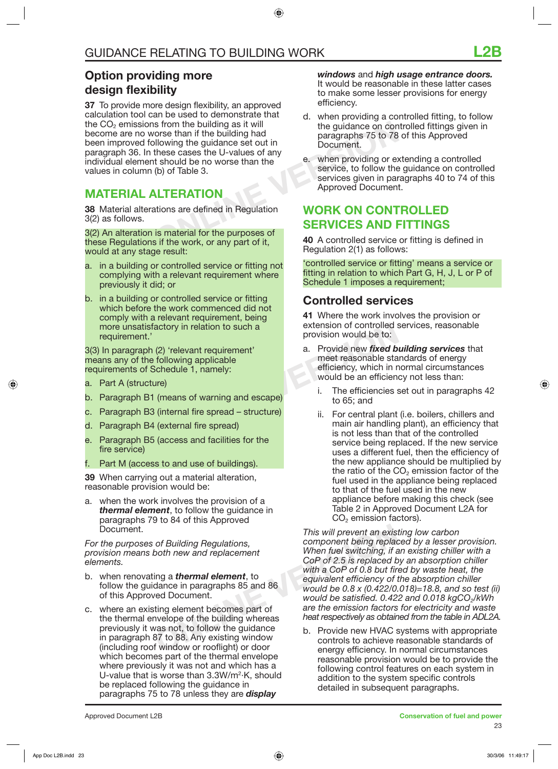## Option providing more design flexibility

**37** To provide more design flexibility, an approved calculation tool can be used to demonstrate that the $CO_2$ emissions from the building as it will become are no worse than if the building had been improved following the guidance set out in paragraph 36. In these cases the U-values of any individual element should be no worse than the values in column (b) of Table 3.

## MATERIAL ALTERATION

**38** Material alterations are defined in Regulation 3(2) as follows.

3(2) An alteration is material for the purposes of these Regulations if the work, or any part of it, would at any stage result:

a. in a building or controlled service or fitting not complying with a relevant requirement where previously it did; or

b. in a building or controlled service or fitting which before the work commenced did not comply with a relevant requirement, being more unsatisfactory in relation to such a requirement.'

3(3) In paragraph (2) 'relevant requirement' means any of the following applicable requirements of Schedule 1, namely:

a. Part A (structure)

b. Paragraph B1 (means of warning and escape)

c. Paragraph B3 (internal fire spread – structure)

d. Paragraph B4 (external fire spread)

e. Paragraph B5 (access and facilities for the fire service)

f. Part M (access to and use of buildings).

**39** When carrying out a material alteration, reasonable provision would be:

a. when the work involves the provision of a ***thermal element***, to follow the guidance in paragraphs 79 to 84 of this Approved Document.

*For the purposes of Building Regulations, provision means both new and replacement elements.*

b. when renovating a ***thermal element***, to follow the guidance in paragraphs 85 and 86 of this Approved Document.

c. where an existing element becomes part of the thermal envelope of the building whereas previously it was not, to follow the guidance in paragraph 87 to 88. Any existing window (including roof window or rooflight) or door which becomes part of the thermal envelope where previously it was not and which has a U-value that is worse than 3.3W/m²·K, should be replaced following the guidance in paragraphs 75 to 78 unless they are ***display windows*** and ***high usage entrance doors.*** It would be reasonable in these latter cases to make some lesser provisions for energy efficiency.

d. when providing a controlled fitting, to follow the guidance on controlled fittings given in paragraphs 75 to 78 of this Approved Document.

e. when providing or extending a controlled service, to follow the guidance on controlled services given in paragraphs 40 to 74 of this Approved Document.

## WORK ON CONTROLLED SERVICES AND FITTINGS

**40** A controlled service or fitting is defined in Regulation 2(1) as follows:

'controlled service or fitting' means a service or fitting in relation to which Part G, H, J, L or P of Schedule 1 imposes a requirement;

### Controlled services

**41** Where the work involves the provision or extension of controlled services, reasonable provision would be to:

a. Provide new ***fixed building services*** that meet reasonable standards of energy efficiency, which in normal circumstances would be an efficiency not less than:

   i. The efficiencies set out in paragraphs 42 to 65; and

   ii. For central plant (i.e. boilers, chillers and main air handling plant), an efficiency that is not less than that of the controlled service being replaced. If the new service uses a different fuel, then the efficiency of the new appliance should be multiplied by the ratio of the $CO_2$ emission factor of the fuel used in the appliance being replaced to that of the fuel used in the new appliance before making this check (see Table 2 in Approved Document L2A for $CO_2$ emission factors).

*This will prevent an existing low carbon component being replaced by a lesser provision. When fuel switching, if an existing chiller with a CoP of 2.5 is replaced by an absorption chiller with a CoP of 0.8 but fired by waste heat, the equivalent efficiency of the absorption chiller would be $0.8 \times (0.422/0.018)=18.8$, and so test (ii) would be satisfied. 0.422 and 0.018 $kgCO_2/kWh$ are the emission factors for electricity and waste heat respectively as obtained from the table in ADL2A.*

b. Provide new HVAC systems with appropriate controls to achieve reasonable standards of energy efficiency. In normal circumstances reasonable provision would be to provide the following control features on each system in addition to the system specific controls detailed in subsequent paragraphs.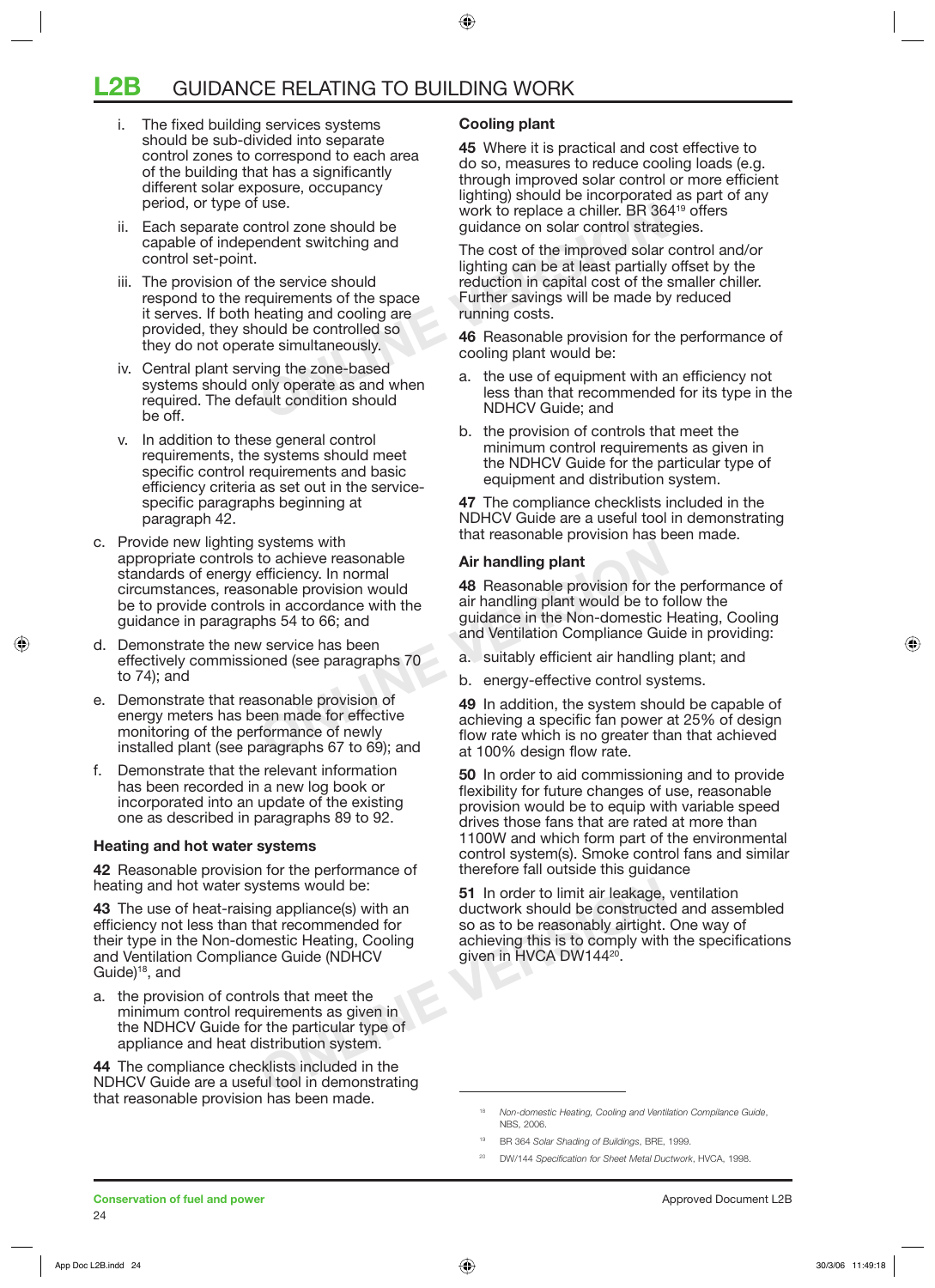i. The fixed building services systems should be sub-divided into separate control zones to correspond to each area of the building that has a significantly different solar exposure, occupancy period, or type of use.

ii. Each separate control zone should be capable of independent switching and control set-point.

iii. The provision of the service should respond to the requirements of the space it serves. If both heating and cooling are provided, they should be controlled so they do not operate simultaneously.

iv. Central plant serving the zone-based systems should only operate as and when required. The default condition should be off.

v. In addition to these general control requirements, the systems should meet specific control requirements and basic efficiency criteria as set out in the service-specific paragraphs beginning at paragraph 42.

c. Provide new lighting systems with appropriate controls to achieve reasonable standards of energy efficiency. In normal circumstances, reasonable provision would be to provide controls in accordance with the guidance in paragraphs 54 to 66; and

d. Demonstrate the new service has been effectively commissioned (see paragraphs 70 to 74); and

e. Demonstrate that reasonable provision of energy meters has been made for effective monitoring of the performance of newly installed plant (see paragraphs 67 to 69); and

f. Demonstrate that the relevant information has been recorded in a new log book or incorporated into an update of the existing one as described in paragraphs 89 to 92.

### Heating and hot water systems

**42** Reasonable provision for the performance of heating and hot water systems would be:

**43** The use of heat-raising appliance(s) with an efficiency not less than that recommended for their type in the Non-domestic Heating, Cooling and Ventilation Compliance Guide (NDHCV Guide)[18], and

a. the provision of controls that meet the minimum control requirements as given in the NDHCV Guide for the particular type of appliance and heat distribution system.

**44** The compliance checklists included in the NDHCV Guide are a useful tool in demonstrating that reasonable provision has been made.

### Cooling plant

**45** Where it is practical and cost effective to do so, measures to reduce cooling loads (e.g. through improved solar control or more efficient lighting) should be incorporated as part of any work to replace a chiller. BR 364[19] offers guidance on solar control strategies.

The cost of the improved solar control and/or lighting can be at least partially offset by the reduction in capital cost of the smaller chiller. Further savings will be made by reduced running costs.

**46** Reasonable provision for the performance of cooling plant would be:

a. the use of equipment with an efficiency not less than that recommended for its type in the NDHCV Guide; and

b. the provision of controls that meet the minimum control requirements as given in the NDHCV Guide for the particular type of equipment and distribution system.

**47** The compliance checklists included in the NDHCV Guide are a useful tool in demonstrating that reasonable provision has been made.

### Air handling plant

**48** Reasonable provision for the performance of air handling plant would be to follow the guidance in the Non-domestic Heating, Cooling and Ventilation Compliance Guide in providing:

a. suitably efficient air handling plant; and

b. energy-effective control systems.

**49** In addition, the system should be capable of achieving a specific fan power at 25% of design flow rate which is no greater than that achieved at 100% design flow rate.

**50** In order to aid commissioning and to provide flexibility for future changes of use, reasonable provision would be to equip with variable speed drives those fans that are rated at more than 1100W and which form part of the environmental control system(s). Smoke control fans and similar therefore fall outside this guidance

**51** In order to limit air leakage, ventilation ductwork should be constructed and assembled so as to be reasonably airtight. One way of achieving this is to comply with the specifications given in HVCA DW144[20].

---

[18] *Non-domestic Heating, Cooling and Ventilation Compliance Guide*, NBS, 2006.

[19] BR 364 *Solar Shading of Buildings*, BRE, 1999.

[20] DW/144 *Specification for Sheet Metal Ductwork*, HVCA, 1998.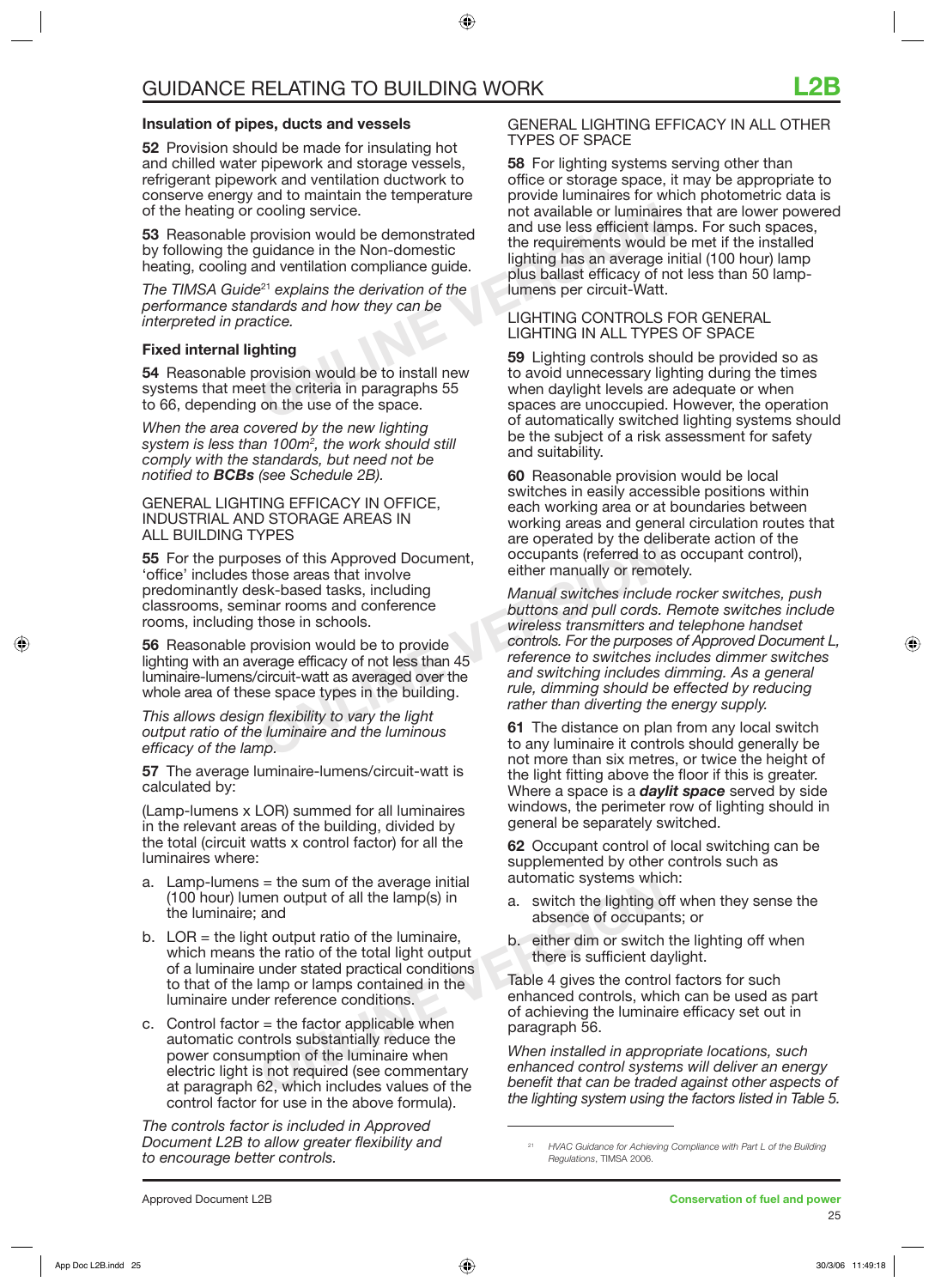### Insulation of pipes, ducts and vessels

**52** Provision should be made for insulating hot and chilled water pipework and storage vessels, refrigerant pipework and ventilation ductwork to conserve energy and to maintain the temperature of the heating or cooling service.

**53** Reasonable provision would be demonstrated by following the guidance in the Non-domestic heating, cooling and ventilation compliance guide.

*The TIMSA Guide[21] explains the derivation of the performance standards and how they can be interpreted in practice.*

### Fixed internal lighting

**54** Reasonable provision would be to install new systems that meet the criteria in paragraphs 55 to 66, depending on the use of the space.

*When the area covered by the new lighting system is less than 100m$^2$, the work should still comply with the standards, but need not be notified to **BCBs** (see Schedule 2B).*

#### GENERAL LIGHTING EFFICACY IN OFFICE, INDUSTRIAL AND STORAGE AREAS IN ALL BUILDING TYPES

**55** For the purposes of this Approved Document, 'office' includes those areas that involve predominantly desk-based tasks, including classrooms, seminar rooms and conference rooms, including those in schools.

**56** Reasonable provision would be to provide lighting with an average efficacy of not less than 45 luminaire-lumens/circuit-watt as averaged over the whole area of these space types in the building.

*This allows design flexibility to vary the light output ratio of the luminaire and the luminous efficacy of the lamp.*

**57** The average luminaire-lumens/circuit-watt is calculated by:

(Lamp-lumens x LOR) summed for all luminaires in the relevant areas of the building, divided by the total (circuit watts x control factor) for all the luminaires where:

a. Lamp-lumens = the sum of the average initial (100 hour) lumen output of all the lamp(s) in the luminaire; and

b. LOR = the light output ratio of the luminaire, which means the ratio of the total light output of a luminaire under stated practical conditions to that of the lamp or lamps contained in the luminaire under reference conditions.

c. Control factor = the factor applicable when automatic controls substantially reduce the power consumption of the luminaire when electric light is not required (see commentary at paragraph 62, which includes values of the control factor for use in the above formula).

*The controls factor is included in Approved Document L2B to allow greater flexibility and to encourage better controls.*

#### GENERAL LIGHTING EFFICACY IN ALL OTHER TYPES OF SPACE

**58** For lighting systems serving other than office or storage space, it may be appropriate to provide luminaires for which photometric data is not available or luminaires that are lower powered and use less efficient lamps. For such spaces, the requirements would be met if the installed lighting has an average initial (100 hour) lamp plus ballast efficacy of not less than 50 lamp-lumens per circuit-Watt.

#### LIGHTING CONTROLS FOR GENERAL LIGHTING IN ALL TYPES OF SPACE

**59** Lighting controls should be provided so as to avoid unnecessary lighting during the times when daylight levels are adequate or when spaces are unoccupied. However, the operation of automatically switched lighting systems should be the subject of a risk assessment for safety and suitability.

**60** Reasonable provision would be local switches in easily accessible positions within each working area or at boundaries between working areas and general circulation routes that are operated by the deliberate action of the occupants (referred to as occupant control), either manually or remotely.

*Manual switches include rocker switches, push buttons and pull cords. Remote switches include wireless transmitters and telephone handset controls. For the purposes of Approved Document L, reference to switches includes dimmer switches and switching includes dimming. As a general rule, dimming should be effected by reducing rather than diverting the energy supply.*

**61** The distance on plan from any local switch to any luminaire it controls should generally be not more than six metres, or twice the height of the light fitting above the floor if this is greater. Where a space is a ***daylit space*** served by side windows, the perimeter row of lighting should in general be separately switched.

**62** Occupant control of local switching can be supplemented by other controls such as automatic systems which:

a. switch the lighting off when they sense the absence of occupants; or

b. either dim or switch the lighting off when there is sufficient daylight.

Table 4 gives the control factors for such enhanced controls, which can be used as part of achieving the luminaire efficacy set out in paragraph 56.

*When installed in appropriate locations, such enhanced control systems will deliver an energy benefit that can be traded against other aspects of the lighting system using the factors listed in Table 5.*

---

[21] *HVAC Guidance for Achieving Compliance with Part L of the Building Regulations*, TIMSA 2006.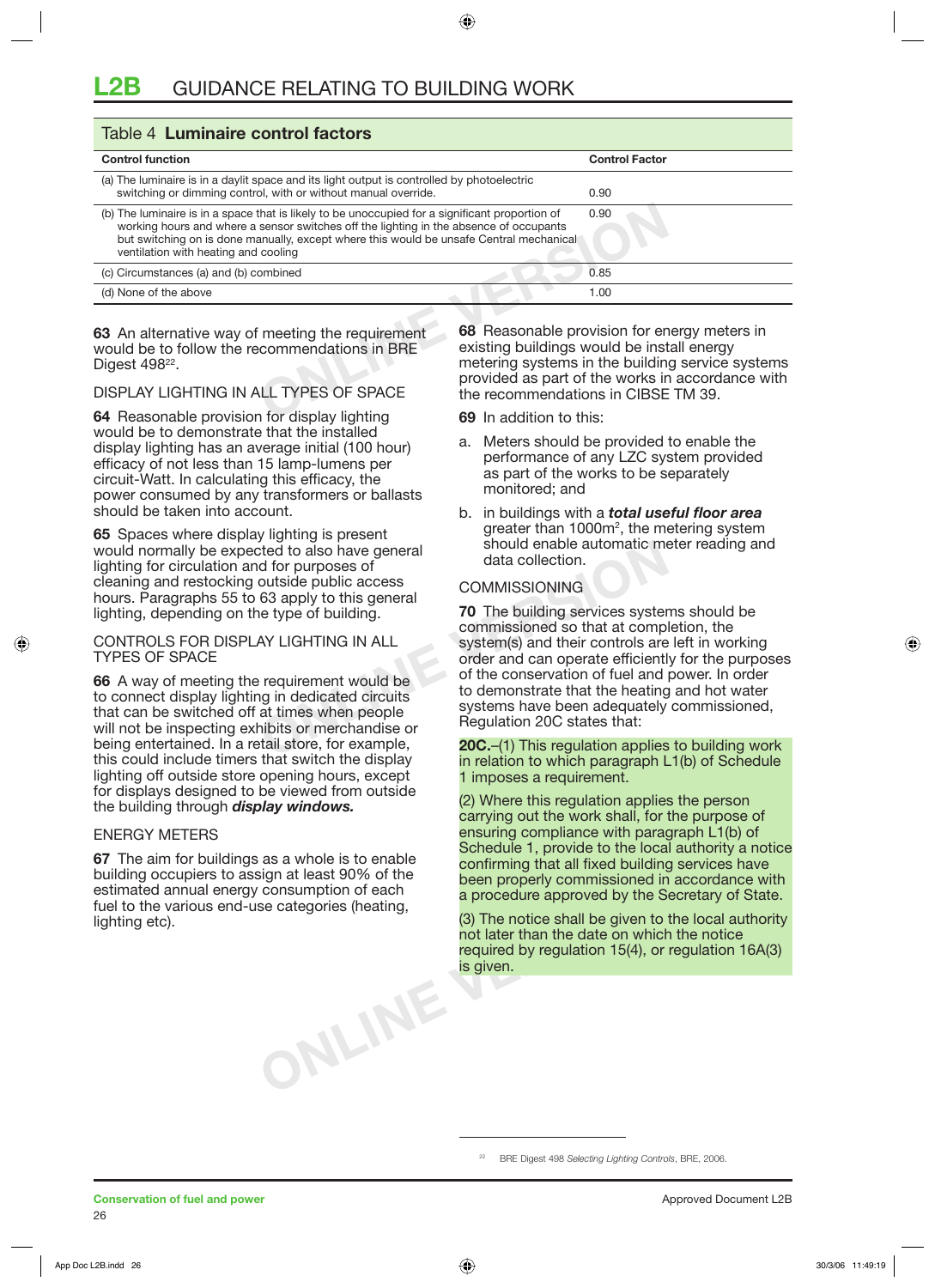## Table 4 Luminaire control factors

| Control function | Control Factor |
|---|---|
| (a) The luminaire is in a daylit space and its light output is controlled by photoelectric switching or dimming control, with or without manual override. | 0.90 |
| (b) The luminaire is in a space that is likely to be unoccupied for a significant proportion of working hours and where a sensor switches off the lighting in the absence of occupants but switching on is done manually, except where this would be unsafe Central mechanical ventilation with heating and cooling | 0.90 |
| (c) Circumstances (a) and (b) combined | 0.85 |
| (d) None of the above | 1.00 |

**63** An alternative way of meeting the requirement would be to follow the recommendations in BRE Digest 498[22].

### DISPLAY LIGHTING IN ALL TYPES OF SPACE

**64** Reasonable provision for display lighting would be to demonstrate that the installed display lighting has an average initial (100 hour) efficacy of not less than 15 lamp-lumens per circuit-Watt. In calculating this efficacy, the power consumed by any transformers or ballasts should be taken into account.

**65** Spaces where display lighting is present would normally be expected to also have general lighting for circulation and for purposes of cleaning and restocking outside public access hours. Paragraphs 55 to 63 apply to this general lighting, depending on the type of building.

### CONTROLS FOR DISPLAY LIGHTING IN ALL TYPES OF SPACE

**66** A way of meeting the requirement would be to connect display lighting in dedicated circuits that can be switched off at times when people will not be inspecting exhibits or merchandise or being entertained. In a retail store, for example, this could include timers that switch the display lighting off outside store opening hours, except for displays designed to be viewed from outside the building through ***display windows.***

### ENERGY METERS

**67** The aim for buildings as a whole is to enable building occupiers to assign at least 90% of the estimated annual energy consumption of each fuel to the various end-use categories (heating, lighting etc).

**68** Reasonable provision for energy meters in existing buildings would be install energy metering systems in the building service systems provided as part of the works in accordance with the recommendations in CIBSE TM 39.

**69** In addition to this:

a. Meters should be provided to enable the performance of any LZC system provided as part of the works to be separately monitored; and

b. in buildings with a ***total useful floor area*** greater than 1000m², the metering system should enable automatic meter reading and data collection.

### COMMISSIONING

**70** The building services systems should be commissioned so that at completion, the system(s) and their controls are left in working order and can operate efficiently for the purposes of the conservation of fuel and power. In order to demonstrate that the heating and hot water systems have been adequately commissioned, Regulation 20C states that:

**20C.**–(1) This regulation applies to building work in relation to which paragraph L1(b) of Schedule 1 imposes a requirement.

(2) Where this regulation applies the person carrying out the work shall, for the purpose of ensuring compliance with paragraph L1(b) of Schedule 1, provide to the local authority a notice confirming that all fixed building services have been properly commissioned in accordance with a procedure approved by the Secretary of State.

(3) The notice shall be given to the local authority not later than the date on which the notice required by regulation 15(4), or regulation 16A(3) is given.

---

[22] BRE Digest 498 *Selecting Lighting Controls*, BRE, 2006.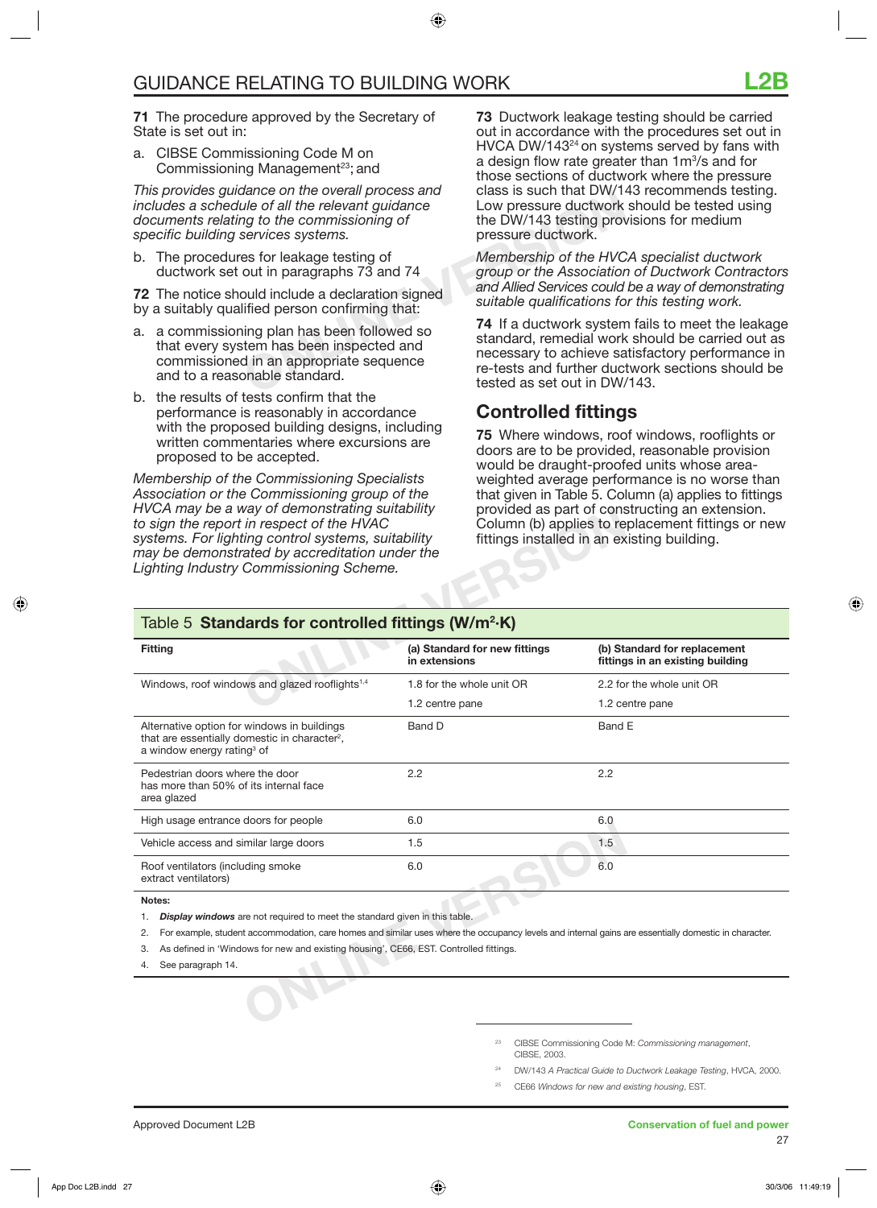**71** The procedure approved by the Secretary of State is set out in:

a. CIBSE Commissioning Code M on Commissioning Management[23]; and

*This provides guidance on the overall process and includes a schedule of all the relevant guidance documents relating to the commissioning of specific building services systems.*

b. The procedures for leakage testing of ductwork set out in paragraphs 73 and 74

**72** The notice should include a declaration signed by a suitably qualified person confirming that:

a. a commissioning plan has been followed so that every system has been inspected and commissioned in an appropriate sequence and to a reasonable standard.

b. the results of tests confirm that the performance is reasonably in accordance with the proposed building designs, including written commentaries where excursions are proposed to be accepted.

*Membership of the Commissioning Specialists Association or the Commissioning group of the HVCA may be a way of demonstrating suitability to sign the report in respect of the HVAC systems. For lighting control systems, suitability may be demonstrated by accreditation under the Lighting Industry Commissioning Scheme.*

**73** Ductwork leakage testing should be carried out in accordance with the procedures set out in HVCA DW/143[24] on systems served by fans with a design flow rate greater than 1m³/s and for those sections of ductwork where the pressure class is such that DW/143 recommends testing. Low pressure ductwork should be tested using the DW/143 testing provisions for medium pressure ductwork.

*Membership of the HVCA specialist ductwork group or the Association of Ductwork Contractors and Allied Services could be a way of demonstrating suitable qualifications for this testing work.*

**74** If a ductwork system fails to meet the leakage standard, remedial work should be carried out as necessary to achieve satisfactory performance in re-tests and further ductwork sections should be tested as set out in DW/143.

## Controlled fittings

**75** Where windows, roof windows, rooflights or doors are to be provided, reasonable provision would be draught-proofed units whose area-weighted average performance is no worse than that given in Table 5. Column (a) applies to fittings provided as part of constructing an extension. Column (b) applies to replacement fittings or new fittings installed in an existing building.

**Table 5 Standards for controlled fittings (W/m²·K)**

| Fitting | (a) Standard for new fittings in extensions | (b) Standard for replacement fittings in an existing building |
|---|---|---|
| Windows, roof windows and glazed rooflights[1,4] | 1.8 for the whole unit OR | 2.2 for the whole unit OR |
| | 1.2 centre pane | 1.2 centre pane |
| Alternative option for windows in buildings that are essentially domestic in character[2], a window energy rating[3] of | Band D | Band E |
| Pedestrian doors where the door has more than 50% of its internal face area glazed | 2.2 | 2.2 |
| High usage entrance doors for people | 6.0 | 6.0 |
| Vehicle access and similar large doors | 1.5 | 1.5 |
| Roof ventilators (including smoke extract ventilators) | 6.0 | 6.0 |

**Notes:**

1. ***Display windows*** are not required to meet the standard given in this table.
2. For example, student accommodation, care homes and similar uses where the occupancy levels and internal gains are essentially domestic in character.
3. As defined in 'Windows for new and existing housing', CE66, EST. Controlled fittings.
4. See paragraph 14.

[23] CIBSE Commissioning Code M: *Commissioning management*, CIBSE, 2003.

[24] DW/143 *A Practical Guide to Ductwork Leakage Testing*, HVCA, 2000.

[25] CE66 *Windows for new and existing housing*, EST.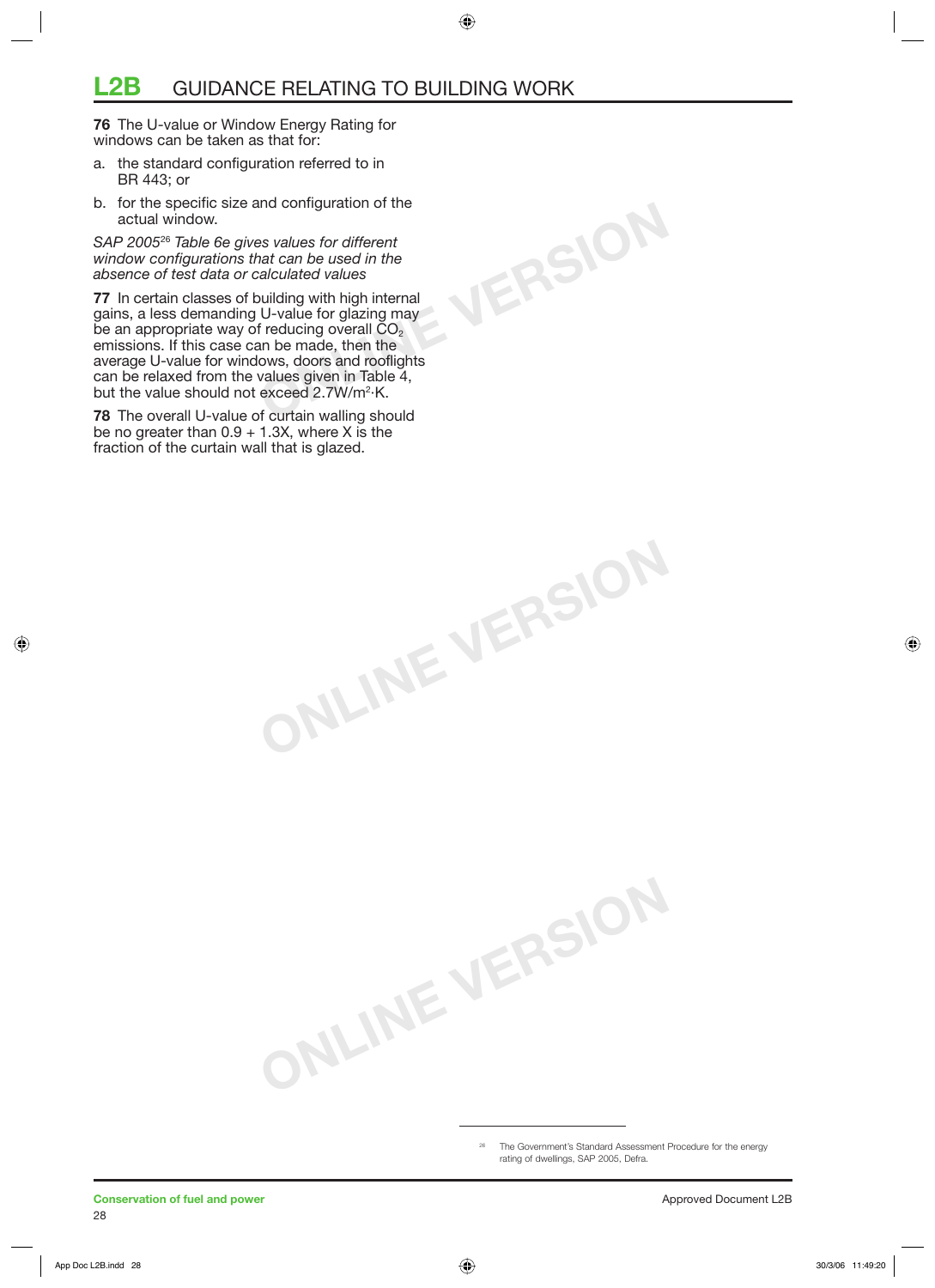**76** The U-value or Window Energy Rating for windows can be taken as that for:

a. the standard configuration referred to in BR 443; or

b. for the specific size and configuration of the actual window.

*SAP 2005[26] Table 6e gives values for different window configurations that can be used in the absence of test data or calculated values*

**77** In certain classes of building with high internal gains, a less demanding U-value for glazing may be an appropriate way of reducing overall $CO_2$ emissions. If this case can be made, then the average U-value for windows, doors and rooflights can be relaxed from the values given in Table 4, but the value should not exceed $2.7 W/m^2 \cdot K$.

**78** The overall U-value of curtain walling should be no greater than $0.9 + 1.3X$, where X is the fraction of the curtain wall that is glazed.

[26] The Government's Standard Assessment Procedure for the energy rating of dwellings, SAP 2005, Defra.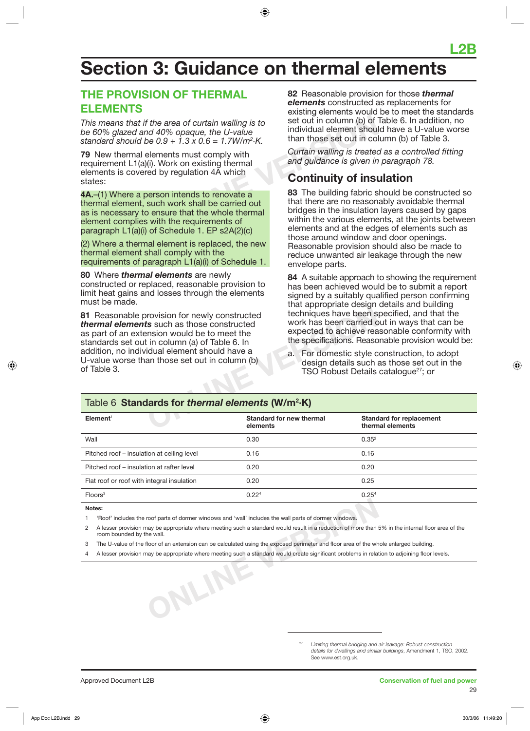# Section 3: Guidance on thermal elements

## THE PROVISION OF THERMAL ELEMENTS

*This means that if the area of curtain walling is to be 60% glazed and 40% opaque, the U-value standard should be $0.9 + 1.3 \times 0.6 = 1.7 W/m^2 \cdot K$.*

**79** New thermal elements must comply with requirement L1(a)(i). Work on existing thermal elements is covered by regulation 4A which states:

**4A.**–(1) Where a person intends to renovate a thermal element, such work shall be carried out as is necessary to ensure that the whole thermal element complies with the requirements of paragraph L1(a)(i) of Schedule 1. EP s2A(2)(c)

(2) Where a thermal element is replaced, the new thermal element shall comply with the requirements of paragraph L1(a)(i) of Schedule 1.

**80** Where ***thermal elements*** are newly constructed or replaced, reasonable provision to limit heat gains and losses through the elements must be made.

**81** Reasonable provision for newly constructed ***thermal elements*** such as those constructed as part of an extension would be to meet the standards set out in column (a) of Table 6. In addition, no individual element should have a U-value worse than those set out in column (b) of Table 3.

**82** Reasonable provision for those ***thermal elements*** constructed as replacements for existing elements would be to meet the standards set out in column (b) of Table 6. In addition, no individual element should have a U-value worse than those set out in column (b) of Table 3.

*Curtain walling is treated as a controlled fitting and guidance is given in paragraph 78.*

## Continuity of insulation

**83** The building fabric should be constructed so that there are no reasonably avoidable thermal bridges in the insulation layers caused by gaps within the various elements, at the joints between elements and at the edges of elements such as those around window and door openings. Reasonable provision should also be made to reduce unwanted air leakage through the new envelope parts.

**84** A suitable approach to showing the requirement has been achieved would be to submit a report signed by a suitably qualified person confirming that appropriate design details and building techniques have been specified, and that the work has been carried out in ways that can be expected to achieve reasonable conformity with the specifications. Reasonable provision would be:

a. For domestic style construction, to adopt design details such as those set out in the TSO Robust Details catalogue[27]; or

**Table 6 Standards for *thermal elements* ($W/m^2 \cdot K$)**

| Element[1] | Standard for new thermal elements | Standard for replacement thermal elements |
|---|---|---|
| Wall | 0.30 | 0.35[2] |
| Pitched roof – insulation at ceiling level | 0.16 | 0.16 |
| Pitched roof – insulation at rafter level | 0.20 | 0.20 |
| Flat roof or roof with integral insulation | 0.20 | 0.25 |
| Floors[3] | 0.22[4] | 0.25[4] |

**Notes:**

1 'Roof' includes the roof parts of dormer windows and 'wall' includes the wall parts of dormer windows.

2 A lesser provision may be appropriate where meeting such a standard would result in a reduction of more than 5% in the internal floor area of the room bounded by the wall.

3 The U-value of the floor of an extension can be calculated using the exposed perimeter and floor area of the whole enlarged building.

4 A lesser provision may be appropriate where meeting such a standard would create significant problems in relation to adjoining floor levels.

[27] *Limiting thermal bridging and air leakage: Robust construction details for dwellings and similar buildings*, Amendment 1, TSO, 2002. See www.est.org.uk.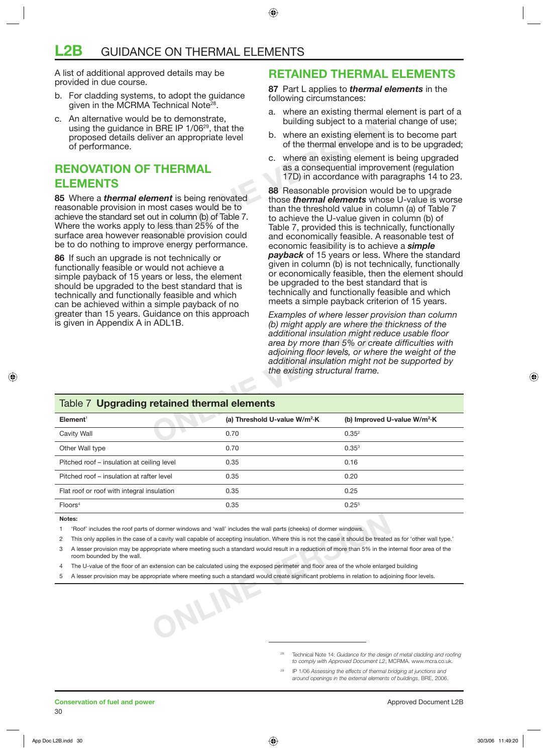# L2B GUIDANCE ON THERMAL ELEMENTS

A list of additional approved details may be provided in due course.

b. For cladding systems, to adopt the guidance given in the MCRMA Technical Note[28].

c. An alternative would be to demonstrate, using the guidance in BRE IP 1/06[29], that the proposed details deliver an appropriate level of performance.

## RENOVATION OF THERMAL ELEMENTS

**85** Where a ***thermal element*** is being renovated reasonable provision in most cases would be to achieve the standard set out in column (b) of Table 7. Where the works apply to less than 25% of the surface area however reasonable provision could be to do nothing to improve energy performance.

**86** If such an upgrade is not technically or functionally feasible or would not achieve a simple payback of 15 years or less, the element should be upgraded to the best standard that is technically and functionally feasible and which can be achieved within a simple payback of no greater than 15 years. Guidance on this approach is given in Appendix A in ADL1B.

## RETAINED THERMAL ELEMENTS

**87** Part L applies to ***thermal elements*** in the following circumstances:

a. where an existing thermal element is part of a building subject to a material change of use;

b. where an existing element is to become part of the thermal envelope and is to be upgraded;

c. where an existing element is being upgraded as a consequential improvement (regulation 17D) in accordance with paragraphs 14 to 23.

**88** Reasonable provision would be to upgrade those ***thermal elements*** whose U-value is worse than the threshold value in column (a) of Table 7 to achieve the U-value given in column (b) of Table 7, provided this is technically, functionally and economically feasible. A reasonable test of economic feasibility is to achieve a ***simple payback*** of 15 years or less. Where the standard given in column (b) is not technically, functionally or economically feasible, then the element should be upgraded to the best standard that is technically and functionally feasible and which meets a simple payback criterion of 15 years.

*Examples of where lesser provision than column (b) might apply are where the thickness of the additional insulation might reduce usable floor area by more than 5% or create difficulties with adjoining floor levels, or where the weight of the additional insulation might not be supported by the existing structural frame.*

**Table 7 Upgrading retained thermal elements**

| Element[1] | (a) Threshold U-value W/m²·K | (b) Improved U-value W/m²·K |
|---|---|---|
| Cavity Wall | 0.70 | 0.35[2] |
| Other Wall type | 0.70 | 0.35[3] |
| Pitched roof – insulation at ceiling level | 0.35 | 0.16 |
| Pitched roof – insulation at rafter level | 0.35 | 0.20 |
| Flat roof or roof with integral insulation | 0.35 | 0.25 |
| Floors[4] | 0.35 | 0.25[5] |

**Notes:**

1 'Roof' includes the roof parts of dormer windows and 'wall' includes the wall parts (cheeks) of dormer windows.

2 This only applies in the case of a cavity wall capable of accepting insulation. Where this is not the case it should be treated as for 'other wall type.'

3 A lesser provision may be appropriate where meeting such a standard would result in a reduction of more than 5% in the internal floor area of the room bounded by the wall.

4 The U-value of the floor of an extension can be calculated using the exposed perimeter and floor area of the whole enlarged building

5 A lesser provision may be appropriate where meeting such a standard would create significant problems in relation to adjoining floor levels.

---

[28] Technical Note 14: *Guidance for the design of metal cladding and roofing to comply with Approved Document L2*, MCRMA. www.mcra.co.uk.

[29] IP 1/06 *Assessing the effects of thermal bridging at junctions and around openings in the external elements of buildings*, BRE, 2006.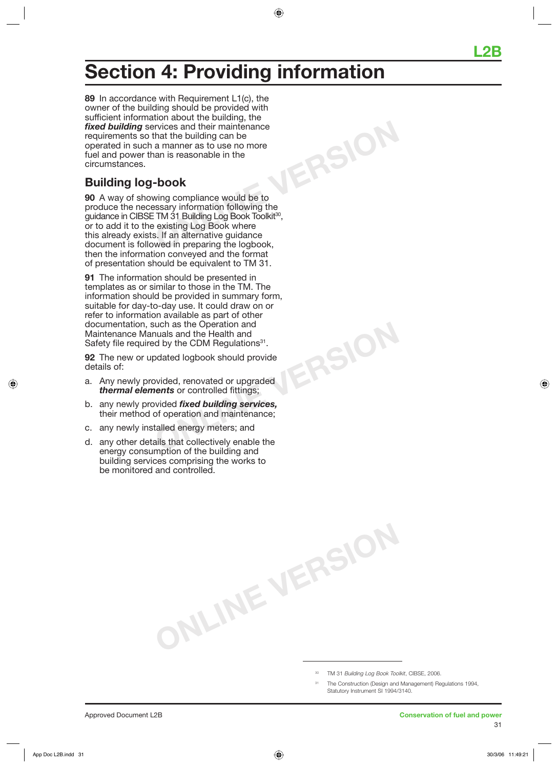# Section 4: Providing information

**89** In accordance with Requirement L1(c), the owner of the building should be provided with sufficient information about the building, the ***fixed building*** services and their maintenance requirements so that the building can be operated in such a manner as to use no more fuel and power than is reasonable in the circumstances.

## Building log-book

**90** A way of showing compliance would be to produce the necessary information following the guidance in CIBSE TM 31 Building Log Book Toolkit[30], or to add it to the existing Log Book where this already exists. If an alternative guidance document is followed in preparing the logbook, then the information conveyed and the format of presentation should be equivalent to TM 31.

**91** The information should be presented in templates as or similar to those in the TM. The information should be provided in summary form, suitable for day-to-day use. It could draw on or refer to information available as part of other documentation, such as the Operation and Maintenance Manuals and the Health and Safety file required by the CDM Regulations[31].

**92** The new or updated logbook should provide details of:

a. Any newly provided, renovated or upgraded ***thermal elements*** or controlled fittings;

b. any newly provided ***fixed building services,*** their method of operation and maintenance;

c. any newly installed energy meters; and

d. any other details that collectively enable the energy consumption of the building and building services comprising the works to be monitored and controlled.

---

[30] TM 31 *Building Log Book Toolkit*, CIBSE, 2006.

[31] The Construction (Design and Management) Regulations 1994, Statutory Instrument SI 1994/3140.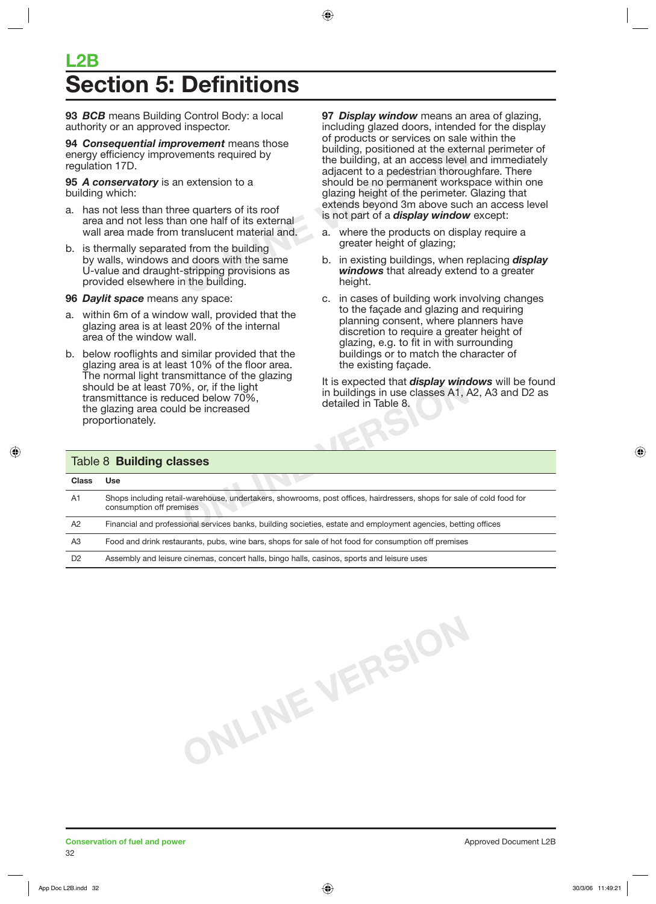# L2B
# Section 5: Definitions

**93** ***BCB*** means Building Control Body: a local authority or an approved inspector.

**94** ***Consequential improvement*** means those energy efficiency improvements required by regulation 17D.

**95** ***A conservatory*** is an extension to a building which:

a. has not less than three quarters of its roof area and not less than one half of its external wall area made from translucent material and.

b. is thermally separated from the building by walls, windows and doors with the same U-value and draught-stripping provisions as provided elsewhere in the building.

**96** ***Daylit space*** means any space:

a. within 6m of a window wall, provided that the glazing area is at least 20% of the internal area of the window wall.

b. below rooflights and similar provided that the glazing area is at least 10% of the floor area. The normal light transmittance of the glazing should be at least 70%, or, if the light transmittance is reduced below 70%, the glazing area could be increased proportionately.

**97** ***Display window*** means an area of glazing, including glazed doors, intended for the display of products or services on sale within the building, positioned at the external perimeter of the building, at an access level and immediately adjacent to a pedestrian thoroughfare. There should be no permanent workspace within one glazing height of the perimeter. Glazing that extends beyond 3m above such an access level is not part of a ***display window*** except:

a. where the products on display require a greater height of glazing;

b. in existing buildings, when replacing ***display windows*** that already extend to a greater height.

c. in cases of building work involving changes to the façade and glazing and requiring planning consent, where planners have discretion to require a greater height of glazing, e.g. to fit in with surrounding buildings or to match the character of the existing façade.

It is expected that ***display windows*** will be found in buildings in use classes A1, A2, A3 and D2 as detailed in Table 8.

**Table 8 Building classes**

| Class | Use |
|---|---|
| A1 | Shops including retail-warehouse, undertakers, showrooms, post offices, hairdressers, shops for sale of cold food for consumption off premises |
| A2 | Financial and professional services banks, building societies, estate and employment agencies, betting offices |
| A3 | Food and drink restaurants, pubs, wine bars, shops for sale of hot food for consumption off premises |
| D2 | Assembly and leisure cinemas, concert halls, bingo halls, casinos, sports and leisure uses |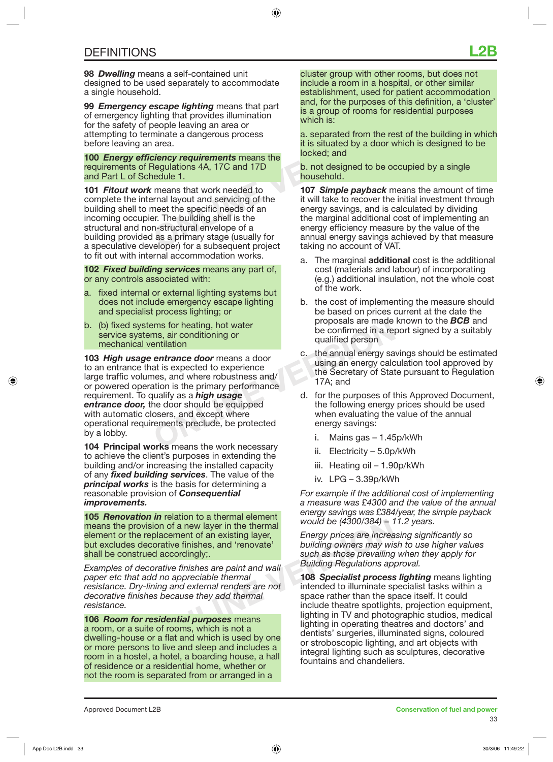## DEFINITIONS

**98 *Dwelling*** means a self-contained unit designed to be used separately to accommodate a single household.

**99 *Emergency escape lighting*** means that part of emergency lighting that provides illumination for the safety of people leaving an area or attempting to terminate a dangerous process before leaving an area.

**100 *Energy efficiency requirements*** means the requirements of Regulations 4A, 17C and 17D and Part L of Schedule 1.

**101 *Fitout work*** means that work needed to complete the internal layout and servicing of the building shell to meet the specific needs of an incoming occupier. The building shell is the structural and non-structural envelope of a building provided as a primary stage (usually for a speculative developer) for a subsequent project to fit out with internal accommodation works.

**102 *Fixed building services*** means any part of, or any controls associated with:

a. fixed internal or external lighting systems but does not include emergency escape lighting and specialist process lighting; or

b. (b) fixed systems for heating, hot water service systems, air conditioning or mechanical ventilation

**103 *High usage entrance door*** means a door to an entrance that is expected to experience large traffic volumes, and where robustness and/or powered operation is the primary performance requirement. To qualify as a ***high usage entrance door,*** the door should be equipped with automatic closers, and except where operational requirements preclude, be protected by a lobby.

**104 Principal works** means the work necessary to achieve the client's purposes in extending the building and/or increasing the installed capacity of any ***fixed building services***. The value of the ***principal works*** is the basis for determining a reasonable provision of ***Consequential improvements.***

**105 *Renovation in*** relation to a thermal element means the provision of a new layer in the thermal element or the replacement of an existing layer, but excludes decorative finishes, and 'renovate' shall be construed accordingly;.

*Examples of decorative finishes are paint and wall paper etc that add no appreciable thermal resistance. Dry-lining and external renders are not decorative finishes because they add thermal resistance.*

**106 *Room for residential purposes*** means a room, or a suite of rooms, which is not a dwelling-house or a flat and which is used by one or more persons to live and sleep and includes a room in a hostel, a hotel, a boarding house, a hall of residence or a residential home, whether or not the room is separated from or arranged in a cluster group with other rooms, but does not include a room in a hospital, or other similar establishment, used for patient accommodation and, for the purposes of this definition, a 'cluster' is a group of rooms for residential purposes which is:

a. separated from the rest of the building in which it is situated by a door which is designed to be locked; and

b. not designed to be occupied by a single household.

**107 *Simple payback*** means the amount of time it will take to recover the initial investment through energy savings, and is calculated by dividing the marginal additional cost of implementing an energy efficiency measure by the value of the annual energy savings achieved by that measure taking no account of VAT.

a. The marginal **additional** cost is the additional cost (materials and labour) of incorporating (e.g.) additional insulation, not the whole cost of the work.

b. the cost of implementing the measure should be based on prices current at the date the proposals are made known to the ***BCB*** and be confirmed in a report signed by a suitably qualified person

c. the annual energy savings should be estimated using an energy calculation tool approved by the Secretary of State pursuant to Regulation 17A; and

d. for the purposes of this Approved Document, the following energy prices should be used when evaluating the value of the annual energy savings:

   i. Mains gas – 1.45p/kWh

   ii. Electricity – 5.0p/kWh

   iii. Heating oil – 1.90p/kWh

   iv. LPG – 3.39p/kWh

*For example if the additional cost of implementing a measure was £4300 and the value of the annual energy savings was £384/year, the simple payback would be (4300/384) = 11.2 years.*

*Energy prices are increasing significantly so building owners may wish to use higher values such as those prevailing when they apply for Building Regulations approval.*

**108 *Specialist process lighting*** means lighting intended to illuminate specialist tasks within a space rather than the space itself. It could include theatre spotlights, projection equipment, lighting in TV and photographic studios, medical lighting in operating theatres and doctors' and dentists' surgeries, illuminated signs, coloured or stroboscopic lighting, and art objects with integral lighting such as sculptures, decorative fountains and chandeliers.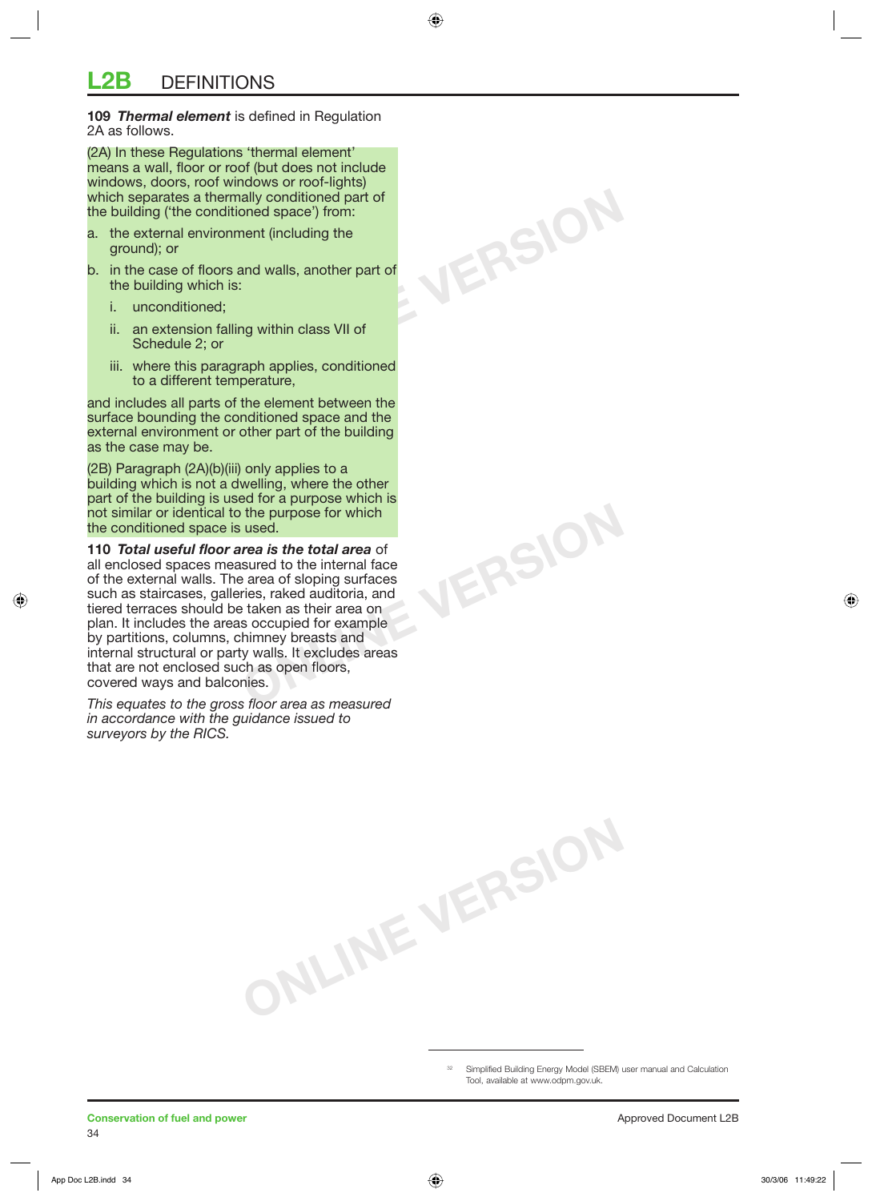**109** ***Thermal element*** is defined in Regulation 2A as follows.

(2A) In these Regulations 'thermal element' means a wall, floor or roof (but does not include windows, doors, roof windows or roof-lights) which separates a thermally conditioned part of the building ('the conditioned space') from:

a. the external environment (including the ground); or

b. in the case of floors and walls, another part of the building which is:

   i. unconditioned;

   ii. an extension falling within class VII of Schedule 2; or

   iii. where this paragraph applies, conditioned to a different temperature,

and includes all parts of the element between the surface bounding the conditioned space and the external environment or other part of the building as the case may be.

(2B) Paragraph (2A)(b)(iii) only applies to a building which is not a dwelling, where the other part of the building is used for a purpose which is not similar or identical to the purpose for which the conditioned space is used.

**110** ***Total useful floor area is the total area*** of all enclosed spaces measured to the internal face of the external walls. The area of sloping surfaces such as staircases, galleries, raked auditoria, and tiered terraces should be taken as their area on plan. It includes the areas occupied for example by partitions, columns, chimney breasts and internal structural or party walls. It excludes areas that are not enclosed such as open floors, covered ways and balconies.

*This equates to the gross floor area as measured in accordance with the guidance issued to surveyors by the RICS.*

[32] Simplified Building Energy Model (SBEM) user manual and Calculation Tool, available at www.odpm.gov.uk.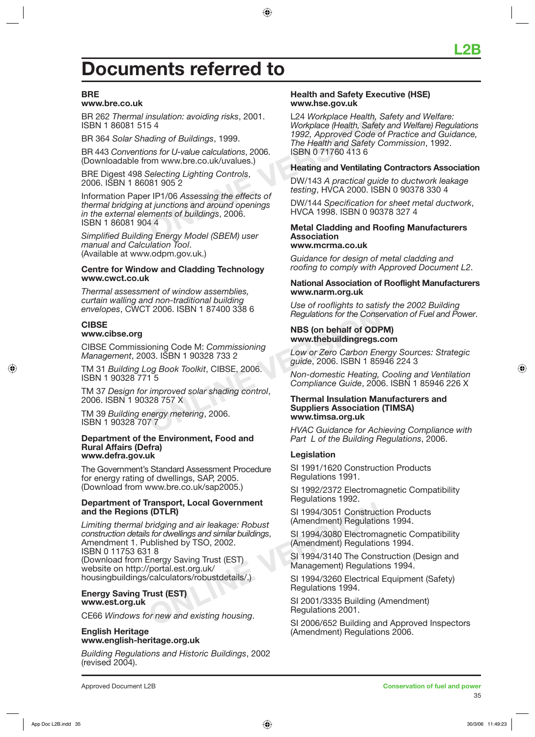# Documents referred to

**BRE**
**www.bre.co.uk**

BR 262 *Thermal insulation: avoiding risks*, 2001. ISBN 1 86081 515 4

BR 364 *Solar Shading of Buildings*, 1999.

BR 443 *Conventions for U-value calculations*, 2006. (Downloadable from www.bre.co.uk/uvalues.)

BRE Digest 498 *Selecting Lighting Controls*, 2006. ISBN 1 86081 905 2

Information Paper IP1/06 *Assessing the effects of thermal bridging at junctions and around openings in the external elements of buildings*, 2006. ISBN 1 86081 904 4

*Simplified Building Energy Model (SBEM) user manual and Calculation Tool*. (Available at www.odpm.gov.uk.)

**Centre for Window and Cladding Technology**
**www.cwct.co.uk**

*Thermal assessment of window assemblies, curtain walling and non-traditional building envelopes*, CWCT 2006. ISBN 1 87400 338 6

**CIBSE**
**www.cibse.org**

CIBSE Commissioning Code M: *Commissioning Management*, 2003. ISBN 1 90328 733 2

TM 31 *Building Log Book Toolkit*, CIBSE, 2006. ISBN 1 90328 771 5

TM 37 *Design for improved solar shading control*, 2006. ISBN 1 90328 757 X

TM 39 *Building energy metering*, 2006. ISBN 1 90328 707 7

**Department of the Environment, Food and Rural Affairs (Defra)**
**www.defra.gov.uk**

The Government's Standard Assessment Procedure for energy rating of dwellings, SAP, 2005. (Download from www.bre.co.uk/sap2005.)

**Department of Transport, Local Government and the Regions (DTLR)**

*Limiting thermal bridging and air leakage: Robust construction details for dwellings and similar buildings*, Amendment 1. Published by TSO, 2002. ISBN 0 11753 631 8
(Download from Energy Saving Trust (EST) website on http://portal.est.org.uk/housingbuildings/calculators/robustdetails/.)

**Energy Saving Trust (EST)**
**www.est.org.uk**

CE66 *Windows for new and existing housing*.

**English Heritage**
**www.english-heritage.org.uk**

*Building Regulations and Historic Buildings*, 2002 (revised 2004).

**Health and Safety Executive (HSE)**
**www.hse.gov.uk**

L24 *Workplace Health, Safety and Welfare: Workplace (Health, Safety and Welfare) Regulations 1992, Approved Code of Practice and Guidance, The Health and Safety Commission*, 1992. ISBN 0 71760 413 6

**Heating and Ventilating Contractors Association**

DW/143 *A practical guide to ductwork leakage testing*, HVCA 2000. ISBN 0 90378 330 4

DW/144 *Specification for sheet metal ductwork*, HVCA 1998. ISBN 0 90378 327 4

**Metal Cladding and Roofing Manufacturers Association**
**www.mcrma.co.uk**

*Guidance for design of metal cladding and roofing to comply with Approved Document L2*.

**National Association of Rooflight Manufacturers**
**www.narm.org.uk**

*Use of rooflights to satisfy the 2002 Building Regulations for the Conservation of Fuel and Power*.

**NBS (on behalf of ODPM)**
**www.thebuildingregs.com**

*Low or Zero Carbon Energy Sources: Strategic guide*, 2006. ISBN 1 85946 224 3

*Non-domestic Heating, Cooling and Ventilation Compliance Guide*, 2006. ISBN 1 85946 226 X

**Thermal Insulation Manufacturers and Suppliers Association (TIMSA)**
**www.timsa.org.uk**

*HVAC Guidance for Achieving Compliance with Part L of the Building Regulations*, 2006.

**Legislation**

SI 1991/1620 Construction Products Regulations 1991.

SI 1992/2372 Electromagnetic Compatibility Regulations 1992.

SI 1994/3051 Construction Products (Amendment) Regulations 1994.

SI 1994/3080 Electromagnetic Compatibility (Amendment) Regulations 1994.

SI 1994/3140 The Construction (Design and Management) Regulations 1994.

SI 1994/3260 Electrical Equipment (Safety) Regulations 1994.

SI 2001/3335 Building (Amendment) Regulations 2001.

SI 2006/652 Building and Approved Inspectors (Amendment) Regulations 2006.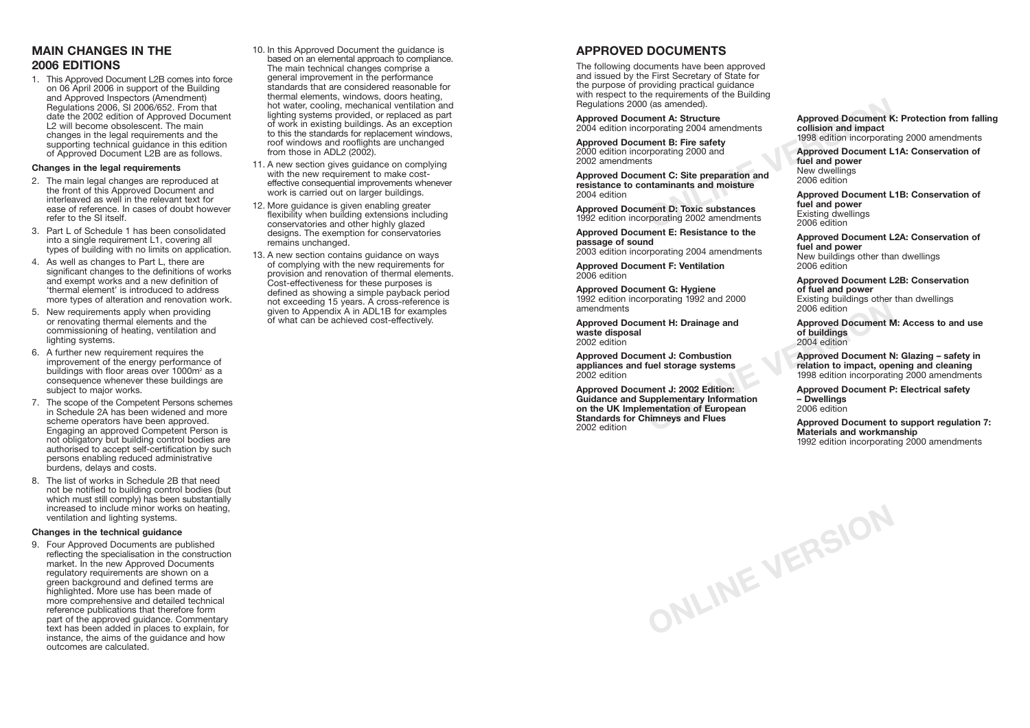## MAIN CHANGES IN THE 2006 EDITIONS

1. This Approved Document L2B comes into force on 06 April 2006 in support of the Building and Approved Inspectors (Amendment) Regulations 2006, SI 2006/652. From that date the 2002 edition of Approved Document L2 will become obsolescent. The main changes in the legal requirements and the supporting technical guidance in this edition of Approved Document L2B are as follows.

### Changes in the legal requirements

2. The main legal changes are reproduced at the front of this Approved Document and interleaved as well in the relevant text for ease of reference. In cases of doubt however refer to the SI itself.
3. Part L of Schedule 1 has been consolidated into a single requirement L1, covering all types of building with no limits on application.
4. As well as changes to Part L, there are significant changes to the definitions of works and exempt works and a new definition of 'thermal element' is introduced to address more types of alteration and renovation work.
5. New requirements apply when providing or renovating thermal elements and the commissioning of heating, ventilation and lighting systems.
6. A further new requirement requires the improvement of the energy performance of buildings with floor areas over 1000m² as a consequence whenever these buildings are subject to major works.
7. The scope of the Competent Persons schemes in Schedule 2A has been widened and more scheme operators have been approved. Engaging an approved Competent Person is not obligatory but building control bodies are authorised to accept self-certification by such persons enabling reduced administrative burdens, delays and costs.
8. The list of works in Schedule 2B that need not be notified to building control bodies (but which must still comply) has been substantially increased to include minor works on heating, ventilation and lighting systems.

### Changes in the technical guidance

9. Four Approved Documents are published reflecting the specialisation in the construction market. In the new Approved Documents regulatory requirements are shown on a green background and defined terms are highlighted. More use has been made of more comprehensive and detailed technical reference publications that therefore form part of the approved guidance. Commentary text has been added in places to explain, for instance, the aims of the guidance and how outcomes are calculated.
10. In this Approved Document the guidance is based on an elemental approach to compliance. The main technical changes comprise a general improvement in the performance standards that are considered reasonable for thermal elements, windows, doors heating, hot water, cooling, mechanical ventilation and lighting systems provided, or replaced as part of work in existing buildings. As an exception to this the standards for replacement windows, roof windows and rooflights are unchanged from those in ADL2 (2002).
11. A new section gives guidance on complying with the new requirement to make cost-effective consequential improvements whenever work is carried out on larger buildings.
12. More guidance is given enabling greater flexibility when building extensions including conservatories and other highly glazed designs. The exemption for conservatories remains unchanged.
13. A new section contains guidance on ways of complying with the new requirements for provision and renovation of thermal elements. Cost-effectiveness for these purposes is defined as showing a simple payback period not exceeding 15 years. A cross-reference is given to Appendix A in ADL1B for examples of what can be achieved cost-effectively.

## APPROVED DOCUMENTS

The following documents have been approved and issued by the First Secretary of State for the purpose of providing practical guidance with respect to the requirements of the Building Regulations 2000 (as amended).

**Approved Document A: Structure**
2004 edition incorporating 2004 amendments

**Approved Document B: Fire safety**
2000 edition incorporating 2000 and 2002 amendments

**Approved Document C: Site preparation and resistance to contaminants and moisture**
2004 edition

**Approved Document D: Toxic substances**
1992 edition incorporating 2002 amendments

**Approved Document E: Resistance to the passage of sound**
2003 edition incorporating 2004 amendments

**Approved Document F: Ventilation**
2006 edition

**Approved Document G: Hygiene**
1992 edition incorporating 1992 and 2000 amendments

**Approved Document H: Drainage and waste disposal**
2002 edition

**Approved Document J: Combustion appliances and fuel storage systems**
2002 edition

**Approved Document J: 2002 Edition: Guidance and Supplementary Information on the UK Implementation of European Standards for Chimneys and Flues**
2002 edition

**Approved Document K: Protection from falling collision and impact**
1998 edition incorporating 2000 amendments

**Approved Document L1A: Conservation of fuel and power**
New dwellings
2006 edition

**Approved Document L1B: Conservation of fuel and power**
Existing dwellings
2006 edition

**Approved Document L2A: Conservation of fuel and power**
New buildings other than dwellings
2006 edition

**Approved Document L2B: Conservation of fuel and power**
Existing buildings other than dwellings
2006 edition

**Approved Document M: Access to and use of buildings**
2004 edition

**Approved Document N: Glazing – safety in relation to impact, opening and cleaning**
1998 edition incorporating 2000 amendments

**Approved Document P: Electrical safety – Dwellings**
2006 edition

**Approved Document to support regulation 7: Materials and workmanship**
1992 edition incorporating 2000 amendments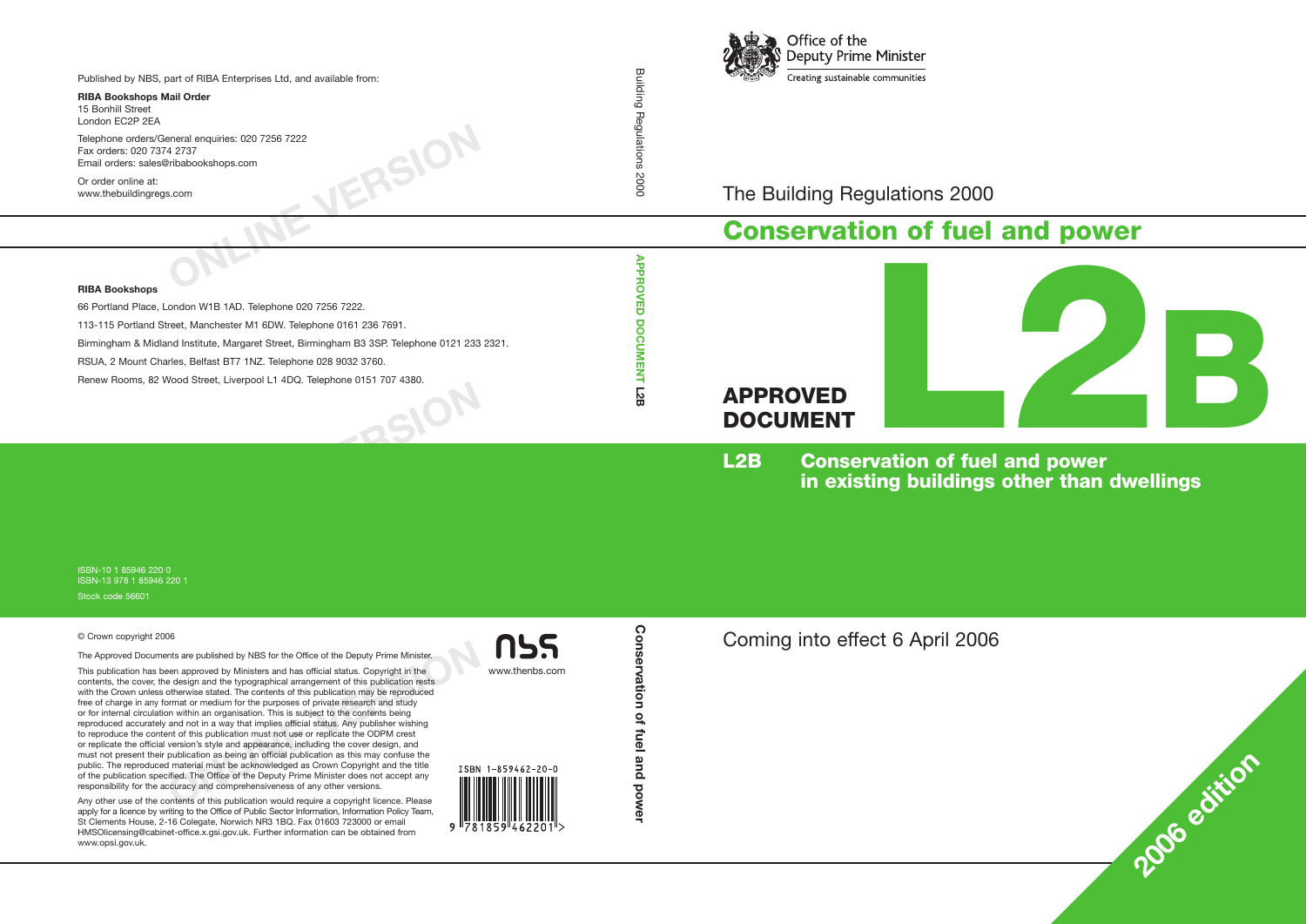Published by NBS, part of RIBA Enterprises Ltd, and available from:

**RIBA Bookshops Mail Order**
15 Bonhill Street
London EC2P 2EA

Telephone orders/General enquiries: 020 7256 7222
Fax orders: 020 7374 2737
Email orders: sales@ribabookshops.com

Or order online at:
www.thebuildingregs.com

**RIBA Bookshops**

66 Portland Place, London W1B 1AD. Telephone 020 7256 7222.

113-115 Portland Street, Manchester M1 6DW. Telephone 0161 236 7691.

Birmingham & Midland Institute, Margaret Street, Birmingham B3 3SP. Telephone 0121 233 2321.

RSUA, 2 Mount Charles, Belfast BT7 1NZ. Telephone 028 9032 3760.

Renew Rooms, 82 Wood Street, Liverpool L1 4DQ. Telephone 0151 707 4380.

ISBN-10 1 85946 220 0
ISBN-13 978 1 85946 220 1
Stock code 56601

© Crown copyright 2006

The Approved Documents are published by NBS for the Office of the Deputy Prime Minister.

This publication has been approved by Ministers and has official status. Copyright in the contents, the cover, the design and the typographical arrangement of this publication rests with the Crown unless otherwise stated. The contents of this publication may be reproduced free of charge in any format or medium for the purposes of private research and study or for internal circulation within an organisation. This is subject to the contents being reproduced accurately and not in a way that implies official status. Any publisher wishing to reproduce the content of this publication must not use or replicate the ODPM crest or replicate the official version's style and appearance, including the cover design, and must not present their publication as being an official publication as this may confuse the public. The reproduced material must be acknowledged as Crown Copyright and the title of the publication specified. The Office of the Deputy Prime Minister does not accept any responsibility for the accuracy and comprehensiveness of any other versions.

Any other use of the contents of this publication would require a copyright licence. Please apply for a licence by writing to the Office of Public Sector Information, Information Policy Team, St Clements House, 2-16 Colegate, Norwich NR3 1BQ. Fax 01603 723000 or email HMSOlicensing@cabinet-office.x.gsi.gov.uk. Further information can be obtained from www.opsi.gov.uk.

nbs
www.thenbs.com

ISBN 1-859462-20-0

Building Regulations 2000

APPROVED DOCUMENT L2B

Conservation of fuel and power

Office of the Deputy Prime Minister
Creating sustainable communities

The Building Regulations 2000

# Conservation of fuel and power

**APPROVED DOCUMENT**

# L2B

**L2B** **Conservation of fuel and power in existing buildings other than dwellings**

Coming into effect 6 April 2006

**2006 edition**